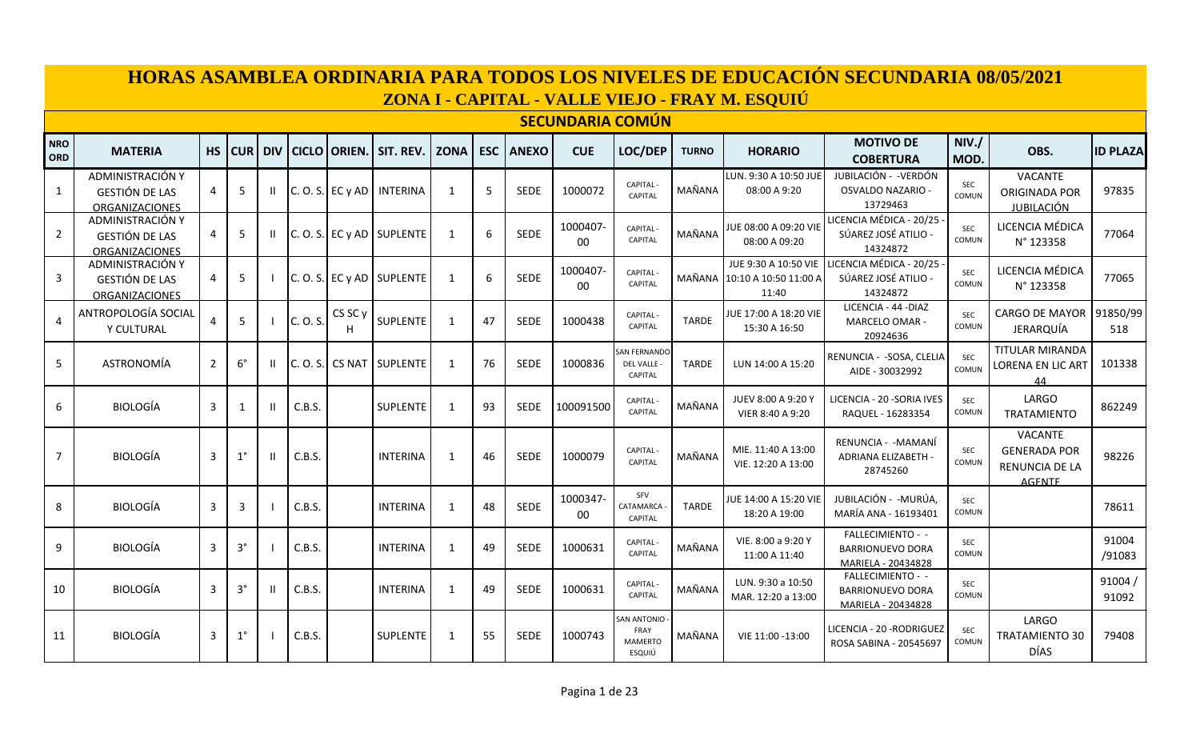# HORAS ASAMBLEA ORDINARIA PARA TODOS LOS NIVELES DE EDUCACIÓN SECUNDARIA 08/05/2021

## ZONA I - CAPITAL - VALLE VIEJO - FRAY M. ESQUIÚ

### SECUNDARIA COMÚN

| NRO ORD | MATERIA | HS | CUR | DIV | CICLO | ORIEN. | SIT. REV. | ZONA | ESC | ANEXO | CUE | LOC/DEP | TURNO | HORARIO | MOTIVO DE COBERTURA | NIV./ MOD. | OBS. | ID PLAZA |
|---|---|---|---|---|---|---|---|---|---|---|---|---|---|---|---|---|---|---|
| 1 | ADMINISTRACIÓN Y GESTIÓN DE LAS ORGANIZACIONES | 4 | 5 | II | C. O. S. | EC y AD | INTERINA | 1 | 5 | SEDE | 1000072 | CAPITAL - CAPITAL | MAÑANA | LUN. 9:30 A 10:50 JUE 08:00 A 9:20 | JUBILACIÓN - -VERDÓN OSVALDO NAZARIO - 13729463 | SEC COMUN | VACANTE ORIGINADA POR JUBILACIÓN | 97835 |
| 2 | ADMINISTRACIÓN Y GESTIÓN DE LAS ORGANIZACIONES | 4 | 5 | II | C. O. S. | EC y AD | SUPLENTE | 1 | 6 | SEDE | 1000407-00 | CAPITAL - CAPITAL | MAÑANA | JUE 08:00 A 09:20 VIE 08:00 A 09:20 | LICENCIA MÉDICA - 20/25 - SÚAREZ JOSÉ ATILIO - 14324872 | SEC COMUN | LICENCIA MÉDICA N° 123358 | 77064 |
| 3 | ADMINISTRACIÓN Y GESTIÓN DE LAS ORGANIZACIONES | 4 | 5 | I | C. O. S. | EC y AD | SUPLENTE | 1 | 6 | SEDE | 1000407-00 | CAPITAL - CAPITAL | MAÑANA | JUE 9:30 A 10:50 VIE 10:10 A 10:50 11:00 A 11:40 | LICENCIA MÉDICA - 20/25 - SÚAREZ JOSÉ ATILIO - 14324872 | SEC COMUN | LICENCIA MÉDICA N° 123358 | 77065 |
| 4 | ANTROPOLOGÍA SOCIAL Y CULTURAL | 4 | 5 | I | C. O. S. | CS SC y H | SUPLENTE | 1 | 47 | SEDE | 1000438 | CAPITAL - CAPITAL | TARDE | JUE 17:00 A 18:20 VIE 15:30 A 16:50 | LICENCIA - 44 -DIAZ MARCELO OMAR - 20924636 | SEC COMUN | CARGO DE MAYOR JERARQUÍA | 91850/99518 |
| 5 | ASTRONOMÍA | 2 | 6° | II | C. O. S. | CS NAT | SUPLENTE | 1 | 76 | SEDE | 1000836 | SAN FERNANDO DEL VALLE - CAPITAL | TARDE | LUN 14:00 A 15:20 | RENUNCIA - -SOSA, CLELIA AIDE - 30032992 | SEC COMUN | TITULAR MIRANDA LORENA EN LIC ART 44 | 101338 |
| 6 | BIOLOGÍA | 3 | 1 | II | C.B.S. | | SUPLENTE | 1 | 93 | SEDE | 100091500 | CAPITAL - CAPITAL | MAÑANA | JUEV 8:00 A 9:20 Y VIER 8:40 A 9:20 | LICENCIA - 20 -SORIA IVES RAQUEL - 16283354 | SEC COMUN | LARGO TRATAMIENTO | 862249 |
| 7 | BIOLOGÍA | 3 | 1° | II | C.B.S. | | INTERINA | 1 | 46 | SEDE | 1000079 | CAPITAL - CAPITAL | MAÑANA | MIE. 11:40 A 13:00 VIE. 12:20 A 13:00 | RENUNCIA - -MAMANÍ ADRIANA ELIZABETH - 28745260 | SEC COMUN | VACANTE GENERADA POR RENUNCIA DE LA AGENTE | 98226 |
| 8 | BIOLOGÍA | 3 | 3 | I | C.B.S. | | INTERINA | 1 | 48 | SEDE | 1000347-00 | SFV CATAMARCA - CAPITAL | TARDE | JUE 14:00 A 15:20 VIE 18:20 A 19:00 | JUBILACIÓN - -MURÚA, MARÍA ANA - 16193401 | SEC COMUN | | 78611 |
| 9 | BIOLOGÍA | 3 | 3° | I | C.B.S. | | INTERINA | 1 | 49 | SEDE | 1000631 | CAPITAL - CAPITAL | MAÑANA | VIE. 8:00 a 9:20 Y 11:00 A 11:40 | FALLECIMIENTO - -BARRIONUEVO DORA MARIELA - 20434828 | SEC COMUN | | 91004 /91083 |
| 10 | BIOLOGÍA | 3 | 3° | II | C.B.S. | | INTERINA | 1 | 49 | SEDE | 1000631 | CAPITAL - CAPITAL | MAÑANA | LUN. 9:30 a 10:50 MAR. 12:20 a 13:00 | FALLECIMIENTO - -BARRIONUEVO DORA MARIELA - 20434828 | SEC COMUN | | 91004 / 91092 |
| 11 | BIOLOGÍA | 3 | 1° | I | C.B.S. | | SUPLENTE | 1 | 55 | SEDE | 1000743 | SAN ANTONIO - FRAY MAMERTO ESQUIÚ | MAÑANA | VIE 11:00 -13:00 | LICENCIA - 20 -RODRIGUEZ ROSA SABINA - 20545697 | SEC COMUN | LARGO TRATAMIENTO 30 DÍAS | 79408 |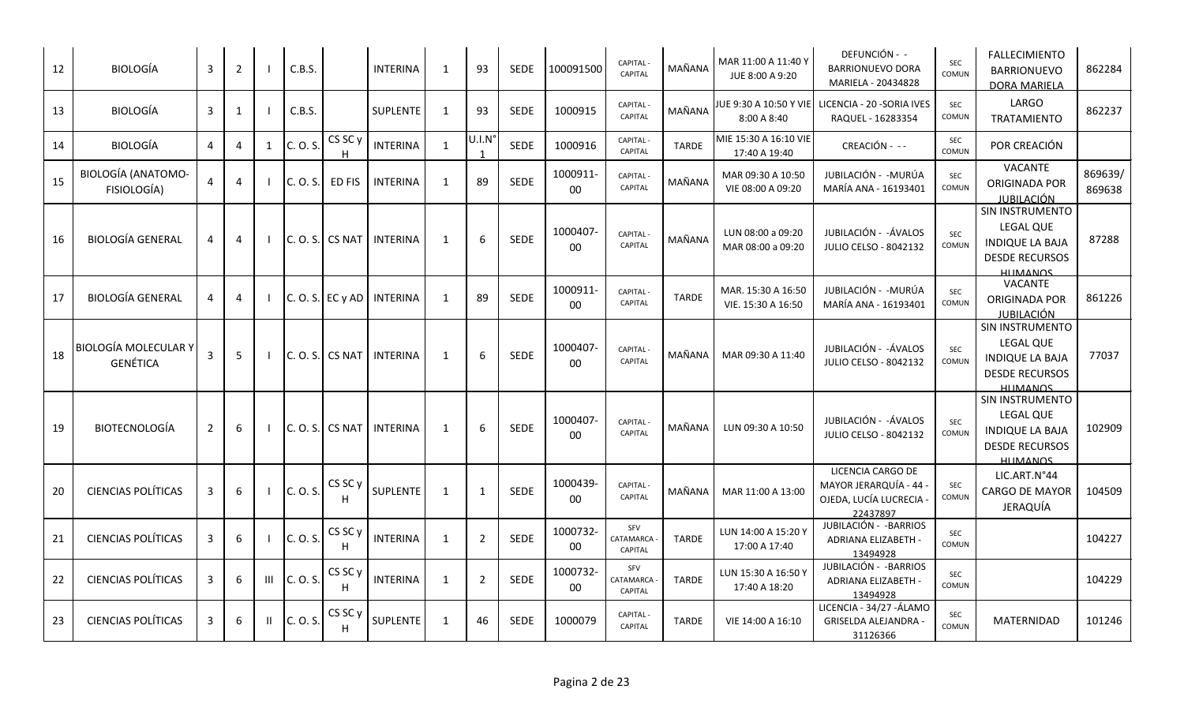| 12 | BIOLOGÍA | 3 | 2 | I | C.B.S. | | INTERINA | 1 | 93 | SEDE | 100091500 | CAPITAL - CAPITAL | MAÑANA | MAR 11:00 A 11:40 Y JUE 8:00 A 9:20 | DEFUNCIÓN - - BARRIONUEVO DORA MARIELA - 20434828 | SEC COMUN | FALLECIMIENTO BARRIONUEVO DORA MARIELA | 862284 |
|---|---|---|---|---|---|---|---|---|---|---|---|---|---|---|---|---|---|---|
| 13 | BIOLOGÍA | 3 | 1 | I | C.B.S. | | SUPLENTE | 1 | 93 | SEDE | 1000915 | CAPITAL - CAPITAL | MAÑANA | JUE 9:30 A 10:50 Y VIE 8:00 A 8:40 | LICENCIA - 20 -SORIA IVES RAQUEL - 16283354 | SEC COMUN | LARGO TRATAMIENTO | 862237 |
| 14 | BIOLOGÍA | 4 | 4 | 1 | C. O. S. | CS SC y H | INTERINA | 1 | U.I.N° 1 | SEDE | 1000916 | CAPITAL - CAPITAL | TARDE | MIE 15:30 A 16:10 VIE 17:40 A 19:40 | CREACIÓN - - - | SEC COMUN | POR CREACIÓN | |
| 15 | BIOLOGÍA (ANATOMO-FISIOLOGÍA) | 4 | 4 | I | C. O. S. | ED FIS | INTERINA | 1 | 89 | SEDE | 1000911-00 | CAPITAL - CAPITAL | MAÑANA | MAR 09:30 A 10:50 VIE 08:00 A 09:20 | JUBILACIÓN - -MURÚA MARÍA ANA - 16193401 | SEC COMUN | VACANTE ORIGINADA POR JUBILACIÓN | 869639/ 869638 |
| 16 | BIOLOGÍA GENERAL | 4 | 4 | I | C. O. S. | CS NAT | INTERINA | 1 | 6 | SEDE | 1000407-00 | CAPITAL - CAPITAL | MAÑANA | LUN 08:00 a 09:20 MAR 08:00 a 09:20 | JUBILACIÓN - -ÁVALOS JULIO CELSO - 8042132 | SEC COMUN | SIN INSTRUMENTO LEGAL QUE INDIQUE LA BAJA DESDE RECURSOS HUMANOS | 87288 |
| 17 | BIOLOGÍA GENERAL | 4 | 4 | I | C. O. S. | EC y AD | INTERINA | 1 | 89 | SEDE | 1000911-00 | CAPITAL - CAPITAL | TARDE | MAR. 15:30 A 16:50 VIE. 15:30 A 16:50 | JUBILACIÓN - -MURÚA MARÍA ANA - 16193401 | SEC COMUN | VACANTE ORIGINADA POR JUBILACIÓN | 861226 |
| 18 | BIOLOGÍA MOLECULAR Y GENÉTICA | 3 | 5 | I | C. O. S. | CS NAT | INTERINA | 1 | 6 | SEDE | 1000407-00 | CAPITAL - CAPITAL | MAÑANA | MAR 09:30 A 11:40 | JUBILACIÓN - -ÁVALOS JULIO CELSO - 8042132 | SEC COMUN | SIN INSTRUMENTO LEGAL QUE INDIQUE LA BAJA DESDE RECURSOS HUMANOS | 77037 |
| 19 | BIOTECNOLOGÍA | 2 | 6 | I | C. O. S. | CS NAT | INTERINA | 1 | 6 | SEDE | 1000407-00 | CAPITAL - CAPITAL | MAÑANA | LUN 09:30 A 10:50 | JUBILACIÓN - -ÁVALOS JULIO CELSO - 8042132 | SEC COMUN | SIN INSTRUMENTO LEGAL QUE INDIQUE LA BAJA DESDE RECURSOS HUMANOS | 102909 |
| 20 | CIENCIAS POLÍTICAS | 3 | 6 | I | C. O. S. | CS SC y H | SUPLENTE | 1 | 1 | SEDE | 1000439-00 | CAPITAL - CAPITAL | MAÑANA | MAR 11:00 A 13:00 | LICENCIA CARGO DE MAYOR JERARQUÍA - 44 - OJEDA, LUCÍA LUCRECIA - 22437897 | SEC COMUN | LIC.ART.N°44 CARGO DE MAYOR JERAQUÍA | 104509 |
| 21 | CIENCIAS POLÍTICAS | 3 | 6 | I | C. O. S. | CS SC y H | INTERINA | 1 | 2 | SEDE | 1000732-00 | SFV CATAMARCA - CAPITAL | TARDE | LUN 14:00 A 15:20 Y 17:00 A 17:40 | JUBILACIÓN - -BARRIOS ADRIANA ELIZABETH - 13494928 | SEC COMUN | | 104227 |
| 22 | CIENCIAS POLÍTICAS | 3 | 6 | III | C. O. S. | CS SC y H | INTERINA | 1 | 2 | SEDE | 1000732-00 | SFV CATAMARCA - CAPITAL | TARDE | LUN 15:30 A 16:50 Y 17:40 A 18:20 | JUBILACIÓN - -BARRIOS ADRIANA ELIZABETH - 13494928 | SEC COMUN | | 104229 |
| 23 | CIENCIAS POLÍTICAS | 3 | 6 | II | C. O. S. | CS SC y H | SUPLENTE | 1 | 46 | SEDE | 1000079 | CAPITAL - CAPITAL | TARDE | VIE 14:00 A 16:10 | LICENCIA - 34/27 -ÁLAMO GRISELDA ALEJANDRA - 31126366 | SEC COMUN | MATERNIDAD | 101246 |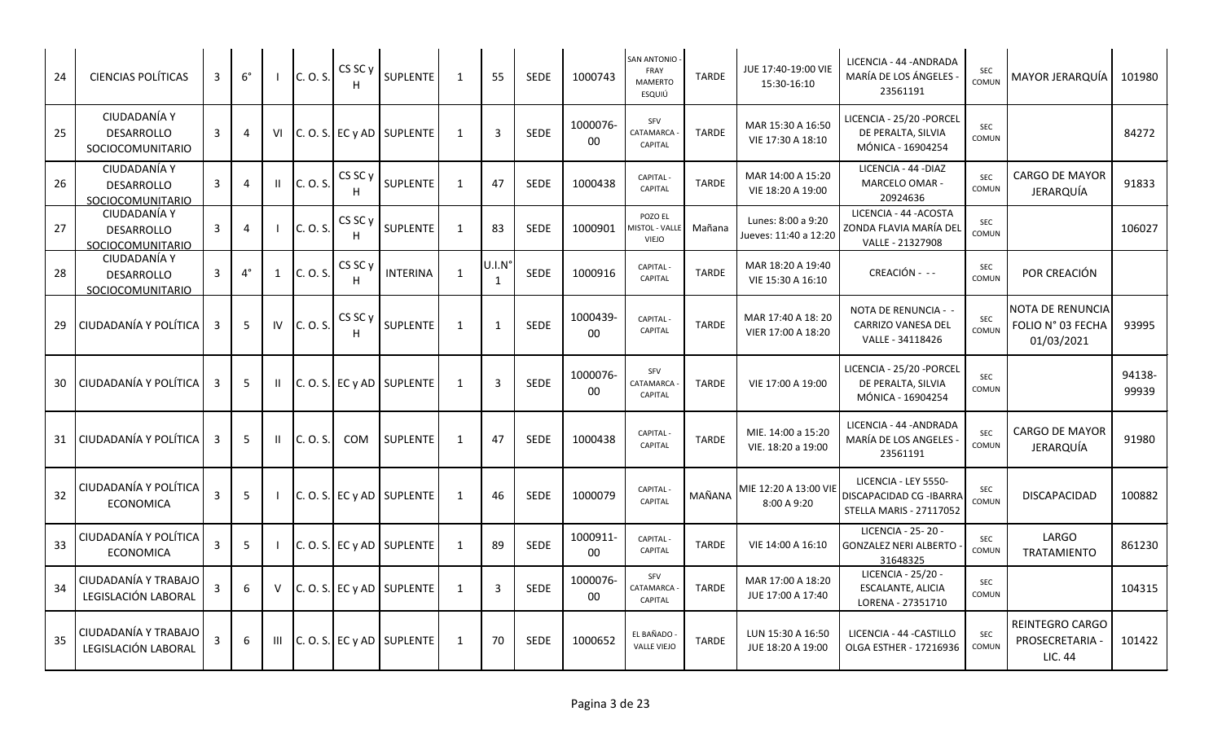| 24 | CIENCIAS POLÍTICAS | 3 | 6° | I | C. O. S. | CS SC y H | SUPLENTE | 1 | 55 | SEDE | 1000743 | SAN ANTONIO - FRAY MAMERTO ESQUIÚ | TARDE | JUE 17:40-19:00 VIE 15:30-16:10 | LICENCIA - 44 -ANDRADA MARÍA DE LOS ÁNGELES - 23561191 | SEC COMUN | MAYOR JERARQUÍA | 101980 |
|---|---|---|---|---|---|---|---|---|---|---|---|---|---|---|---|---|---|---|
| 25 | CIUDADANÍA Y DESARROLLO SOCIOCOMUNITARIO | 3 | 4 | VI | C. O. S. | EC y AD | SUPLENTE | 1 | 3 | SEDE | 1000076-00 | SFV CATAMARCA - CAPITAL | TARDE | MAR 15:30 A 16:50 VIE 17:30 A 18:10 | LICENCIA - 25/20 -PORCEL DE PERALTA, SILVIA MÓNICA - 16904254 | SEC COMUN | | 84272 |
| 26 | CIUDADANÍA Y DESARROLLO SOCIOCOMUNITARIO | 3 | 4 | II | C. O. S. | CS SC y H | SUPLENTE | 1 | 47 | SEDE | 1000438 | CAPITAL - CAPITAL | TARDE | MAR 14:00 A 15:20 VIE 18:20 A 19:00 | LICENCIA - 44 -DIAZ MARCELO OMAR - 20924636 | SEC COMUN | CARGO DE MAYOR JERARQUÍA | 91833 |
| 27 | CIUDADANÍA Y DESARROLLO SOCIOCOMUNITARIO | 3 | 4 | I | C. O. S. | CS SC y H | SUPLENTE | 1 | 83 | SEDE | 1000901 | POZO EL MISTOL - VALLE VIEJO | Mañana | Lunes: 8:00 a 9:20 Jueves: 11:40 a 12:20 | LICENCIA - 44 -ACOSTA ZONDA FLAVIA MARÍA DEL VALLE - 21327908 | SEC COMUN | | 106027 |
| 28 | CIUDADANÍA Y DESARROLLO SOCIOCOMUNITARIO | 3 | 4° | 1 | C. O. S. | CS SC y H | INTERINA | 1 | U.I.N° 1 | SEDE | 1000916 | CAPITAL - CAPITAL | TARDE | MAR 18:20 A 19:40 VIE 15:30 A 16:10 | CREACIÓN - - - | SEC COMUN | POR CREACIÓN | |
| 29 | CIUDADANÍA Y POLÍTICA | 3 | 5 | IV | C. O. S. | CS SC y H | SUPLENTE | 1 | 1 | SEDE | 1000439-00 | CAPITAL - CAPITAL | TARDE | MAR 17:40 A 18: 20 VIER 17:00 A 18:20 | NOTA DE RENUNCIA - - CARRIZO VANESA DEL VALLE - 34118426 | SEC COMUN | NOTA DE RENUNCIA FOLIO N° 03 FECHA 01/03/2021 | 93995 |
| 30 | CIUDADANÍA Y POLÍTICA | 3 | 5 | II | C. O. S. | EC y AD | SUPLENTE | 1 | 3 | SEDE | 1000076-00 | SFV CATAMARCA - CAPITAL | TARDE | VIE 17:00 A 19:00 | LICENCIA - 25/20 -PORCEL DE PERALTA, SILVIA MÓNICA - 16904254 | SEC COMUN | | 94138-99939 |
| 31 | CIUDADANÍA Y POLÍTICA | 3 | 5 | II | C. O. S. | COM | SUPLENTE | 1 | 47 | SEDE | 1000438 | CAPITAL - CAPITAL | TARDE | MIE. 14:00 a 15:20 VIE. 18:20 a 19:00 | LICENCIA - 44 -ANDRADA MARÍA DE LOS ANGELES - 23561191 | SEC COMUN | CARGO DE MAYOR JERARQUÍA | 91980 |
| 32 | CIUDADANÍA Y POLÍTICA ECONOMICA | 3 | 5 | I | C. O. S. | EC y AD | SUPLENTE | 1 | 46 | SEDE | 1000079 | CAPITAL - CAPITAL | MAÑANA | MIE 12:20 A 13:00 VIE 8:00 A 9:20 | LICENCIA - LEY 5550- DISCAPACIDAD CG -IBARRA STELLA MARIS - 27117052 | SEC COMUN | DISCAPACIDAD | 100882 |
| 33 | CIUDADANÍA Y POLÍTICA ECONOMICA | 3 | 5 | I | C. O. S. | EC y AD | SUPLENTE | 1 | 89 | SEDE | 1000911-00 | CAPITAL - CAPITAL | TARDE | VIE 14:00 A 16:10 | LICENCIA - 25- 20 - GONZALEZ NERI ALBERTO - 31648325 | SEC COMUN | LARGO TRATAMIENTO | 861230 |
| 34 | CIUDADANÍA Y TRABAJO LEGISLACIÓN LABORAL | 3 | 6 | V | C. O. S. | EC y AD | SUPLENTE | 1 | 3 | SEDE | 1000076-00 | SFV CATAMARCA - CAPITAL | TARDE | MAR 17:00 A 18:20 JUE 17:00 A 17:40 | LICENCIA - 25/20 - ESCALANTE, ALICIA LORENA - 27351710 | SEC COMUN | | 104315 |
| 35 | CIUDADANÍA Y TRABAJO LEGISLACIÓN LABORAL | 3 | 6 | III | C. O. S. | EC y AD | SUPLENTE | 1 | 70 | SEDE | 1000652 | EL BAÑADO - VALLE VIEJO | TARDE | LUN 15:30 A 16:50 JUE 18:20 A 19:00 | LICENCIA - 44 -CASTILLO OLGA ESTHER - 17216936 | SEC COMUN | REINTEGRO CARGO PROSECRETARIA - LIC. 44 | 101422 |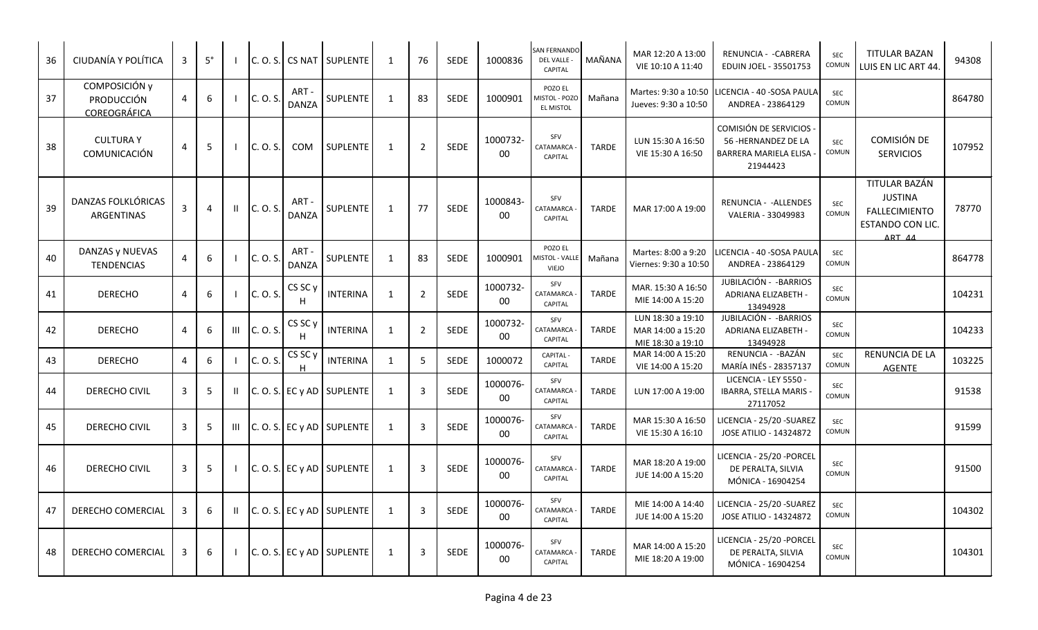| | | | | | | | | | | | | | | | | | | |
|---|---|---|---|---|---|---|---|---|---|---|---|---|---|---|---|---|---|---|
| 36 | CIUDANÍA Y POLÍTICA | 3 | 5° | I | C. O. S. | CS NAT | SUPLENTE | 1 | 76 | SEDE | 1000836 | SAN FERNANDO DEL VALLE - CAPITAL | MAÑANA | MAR 12:20 A 13:00 VIE 10:10 A 11:40 | RENUNCIA - -CABRERA EDUIN JOEL - 35501753 | SEC COMUN | TITULAR BAZAN LUIS EN LIC ART 44. | 94308 |
| 37 | COMPOSICIÓN y PRODUCCIÓN COREOGRÁFICA | 4 | 6 | I | C. O. S. | ART - DANZA | SUPLENTE | 1 | 83 | SEDE | 1000901 | POZO EL MISTOL - POZO EL MISTOL | Mañana | Martes: 9:30 a 10:50 Jueves: 9:30 a 10:50 | LICENCIA - 40 -SOSA PAULA ANDREA - 23864129 | SEC COMUN | | 864780 |
| 38 | CULTURA Y COMUNICACIÓN | 4 | 5 | I | C. O. S. | COM | SUPLENTE | 1 | 2 | SEDE | 1000732-00 | SFV CATAMARCA - CAPITAL | TARDE | LUN 15:30 A 16:50 VIE 15:30 A 16:50 | COMISIÓN DE SERVICIOS - 56 -HERNANDEZ DE LA BARRERA MARIELA ELISA - 21944423 | SEC COMUN | COMISIÓN DE SERVICIOS | 107952 |
| 39 | DANZAS FOLKLÓRICAS ARGENTINAS | 3 | 4 | II | C. O. S. | ART - DANZA | SUPLENTE | 1 | 77 | SEDE | 1000843-00 | SFV CATAMARCA - CAPITAL | TARDE | MAR 17:00 A 19:00 | RENUNCIA - -ALLENDES VALERIA - 33049983 | SEC COMUN | TITULAR BAZÁN JUSTINA FALLECIMIENTO ESTANDO CON LIC. ART 44 | 78770 |
| 40 | DANZAS y NUEVAS TENDENCIAS | 4 | 6 | I | C. O. S. | ART - DANZA | SUPLENTE | 1 | 83 | SEDE | 1000901 | POZO EL MISTOL - VALLE VIEJO | Mañana | Martes: 8:00 a 9:20 Viernes: 9:30 a 10:50 | LICENCIA - 40 -SOSA PAULA ANDREA - 23864129 | SEC COMUN | | 864778 |
| 41 | DERECHO | 4 | 6 | I | C. O. S. | CS SC y H | INTERINA | 1 | 2 | SEDE | 1000732-00 | SFV CATAMARCA - CAPITAL | TARDE | MAR. 15:30 A 16:50 MIE 14:00 A 15:20 | JUBILACIÓN - -BARRIOS ADRIANA ELIZABETH - 13494928 | SEC COMUN | | 104231 |
| 42 | DERECHO | 4 | 6 | III | C. O. S. | CS SC y H | INTERINA | 1 | 2 | SEDE | 1000732-00 | SFV CATAMARCA - CAPITAL | TARDE | LUN 18:30 a 19:10 MAR 14:00 a 15:20 MIE 18:30 a 19:10 | JUBILACIÓN - -BARRIOS ADRIANA ELIZABETH - 13494928 | SEC COMUN | | 104233 |
| 43 | DERECHO | 4 | 6 | I | C. O. S. | CS SC y H | INTERINA | 1 | 5 | SEDE | 1000072 | CAPITAL - CAPITAL | TARDE | MAR 14:00 A 15:20 VIE 14:00 A 15:20 | RENUNCIA - -BAZÁN MARÍA INÉS - 28357137 | SEC COMUN | RENUNCIA DE LA AGENTE | 103225 |
| 44 | DERECHO CIVIL | 3 | 5 | II | C. O. S. | EC y AD | SUPLENTE | 1 | 3 | SEDE | 1000076-00 | SFV CATAMARCA - CAPITAL | TARDE | LUN 17:00 A 19:00 | LICENCIA - LEY 5550 - IBARRA, STELLA MARIS - 27117052 | SEC COMUN | | 91538 |
| 45 | DERECHO CIVIL | 3 | 5 | III | C. O. S. | EC y AD | SUPLENTE | 1 | 3 | SEDE | 1000076-00 | SFV CATAMARCA - CAPITAL | TARDE | MAR 15:30 A 16:50 VIE 15:30 A 16:10 | LICENCIA - 25/20 -SUAREZ JOSE ATILIO - 14324872 | SEC COMUN | | 91599 |
| 46 | DERECHO CIVIL | 3 | 5 | I | C. O. S. | EC y AD | SUPLENTE | 1 | 3 | SEDE | 1000076-00 | SFV CATAMARCA - CAPITAL | TARDE | MAR 18:20 A 19:00 JUE 14:00 A 15:20 | LICENCIA - 25/20 -PORCEL DE PERALTA, SILVIA MÓNICA - 16904254 | SEC COMUN | | 91500 |
| 47 | DERECHO COMERCIAL | 3 | 6 | II | C. O. S. | EC y AD | SUPLENTE | 1 | 3 | SEDE | 1000076-00 | SFV CATAMARCA - CAPITAL | TARDE | MIE 14:00 A 14:40 JUE 14:00 A 15:20 | LICENCIA - 25/20 -SUAREZ JOSE ATILIO - 14324872 | SEC COMUN | | 104302 |
| 48 | DERECHO COMERCIAL | 3 | 6 | I | C. O. S. | EC y AD | SUPLENTE | 1 | 3 | SEDE | 1000076-00 | SFV CATAMARCA - CAPITAL | TARDE | MAR 14:00 A 15:20 MIE 18:20 A 19:00 | LICENCIA - 25/20 -PORCEL DE PERALTA, SILVIA MÓNICA - 16904254 | SEC COMUN | | 104301 |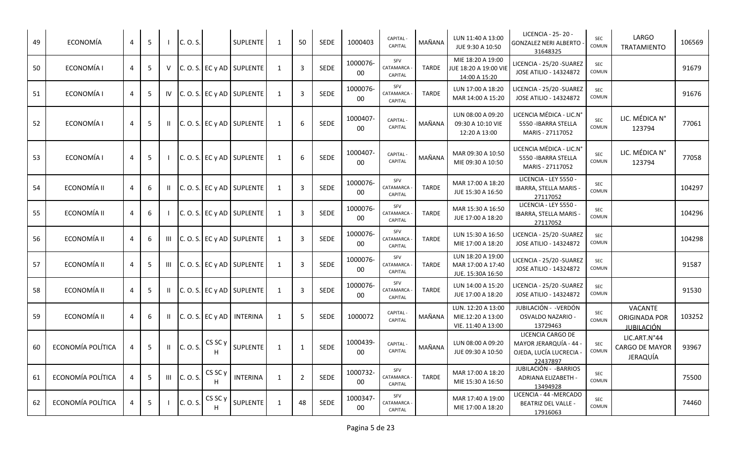| 49 | ECONOMÍA | 4 | 5 | I | C. O. S. | | SUPLENTE | 1 | 50 | SEDE | 1000403 | CAPITAL - CAPITAL | MAÑANA | LUN 11:40 A 13:00 JUE 9:30 A 10:50 | LICENCIA - 25- 20 - GONZALEZ NERI ALBERTO - 31648325 | SEC COMUN | LARGO TRATAMIENTO | 106569 |
|---|---|---|---|---|---|---|---|---|---|---|---|---|---|---|---|---|---|---|
| 50 | ECONOMÍA I | 4 | 5 | V | C. O. S. | EC y AD | SUPLENTE | 1 | 3 | SEDE | 1000076-00 | SFV CATAMARCA - CAPITAL | TARDE | MIE 18:20 A 19:00 JUE 18:20 A 19:00 VIE 14:00 A 15:20 | LICENCIA - 25/20 -SUAREZ JOSE ATILIO - 14324872 | SEC COMUN | | 91679 |
| 51 | ECONOMÍA I | 4 | 5 | IV | C. O. S. | EC y AD | SUPLENTE | 1 | 3 | SEDE | 1000076-00 | SFV CATAMARCA - CAPITAL | TARDE | LUN 17:00 A 18:20 MAR 14:00 A 15:20 | LICENCIA - 25/20 -SUAREZ JOSE ATILIO - 14324872 | SEC COMUN | | 91676 |
| 52 | ECONOMÍA I | 4 | 5 | II | C. O. S. | EC y AD | SUPLENTE | 1 | 6 | SEDE | 1000407-00 | CAPITAL - CAPITAL | MAÑANA | LUN 08:00 A 09:20 09:30 A 10:10 VIE 12:20 A 13:00 | LICENCIA MÉDICA - LIC.N° 5550 -IBARRA STELLA MARIS - 27117052 | SEC COMUN | LIC. MÉDICA N° 123794 | 77061 |
| 53 | ECONOMÍA I | 4 | 5 | I | C. O. S. | EC y AD | SUPLENTE | 1 | 6 | SEDE | 1000407-00 | CAPITAL - CAPITAL | MAÑANA | MAR 09:30 A 10:50 MIE 09:30 A 10:50 | LICENCIA MÉDICA - LIC.N° 5550 -IBARRA STELLA MARIS - 27117052 | SEC COMUN | LIC. MÉDICA N° 123794 | 77058 |
| 54 | ECONOMÍA II | 4 | 6 | II | C. O. S. | EC y AD | SUPLENTE | 1 | 3 | SEDE | 1000076-00 | SFV CATAMARCA - CAPITAL | TARDE | MAR 17:00 A 18:20 JUE 15:30 A 16:50 | LICENCIA - LEY 5550 - IBARRA, STELLA MARIS - 27117052 | SEC COMUN | | 104297 |
| 55 | ECONOMÍA II | 4 | 6 | I | C. O. S. | EC y AD | SUPLENTE | 1 | 3 | SEDE | 1000076-00 | SFV CATAMARCA - CAPITAL | TARDE | MAR 15:30 A 16:50 JUE 17:00 A 18:20 | LICENCIA - LEY 5550 - IBARRA, STELLA MARIS - 27117052 | SEC COMUN | | 104296 |
| 56 | ECONOMÍA II | 4 | 6 | III | C. O. S. | EC y AD | SUPLENTE | 1 | 3 | SEDE | 1000076-00 | SFV CATAMARCA - CAPITAL | TARDE | LUN 15:30 A 16:50 MIE 17:00 A 18:20 | LICENCIA - 25/20 -SUAREZ JOSE ATILIO - 14324872 | SEC COMUN | | 104298 |
| 57 | ECONOMÍA II | 4 | 5 | III | C. O. S. | EC y AD | SUPLENTE | 1 | 3 | SEDE | 1000076-00 | SFV CATAMARCA - CAPITAL | TARDE | LUN 18:20 A 19:00 MAR 17:00 A 17:40 JUE. 15:30A 16:50 | LICENCIA - 25/20 -SUAREZ JOSE ATILIO - 14324872 | SEC COMUN | | 91587 |
| 58 | ECONOMÍA II | 4 | 5 | II | C. O. S. | EC y AD | SUPLENTE | 1 | 3 | SEDE | 1000076-00 | SFV CATAMARCA - CAPITAL | TARDE | LUN 14:00 A 15:20 JUE 17:00 A 18:20 | LICENCIA - 25/20 -SUAREZ JOSE ATILIO - 14324872 | SEC COMUN | | 91530 |
| 59 | ECONOMÍA II | 4 | 6 | II | C. O. S. | EC y AD | INTERINA | 1 | 5 | SEDE | 1000072 | CAPITAL - CAPITAL | MAÑANA | LUN. 12:20 A 13:00 MIE.12:20 A 13:00 VIE. 11:40 A 13:00 | JUBILACIÓN - -VERDÓN OSVALDO NAZARIO - 13729463 | SEC COMUN | VACANTE ORIGINADA POR JUBILACIÓN | 103252 |
| 60 | ECONOMÍA POLÍTICA | 4 | 5 | II | C. O. S. | CS SC y H | SUPLENTE | 1 | 1 | SEDE | 1000439-00 | CAPITAL - CAPITAL | MAÑANA | LUN 08:00 A 09:20 JUE 09:30 A 10:50 | LICENCIA CARGO DE MAYOR JERARQUÍA - 44 - OJEDA, LUCÍA LUCRECIA - 22437897 | SEC COMUN | LIC.ART.N°44 CARGO DE MAYOR JERAQUÍA | 93967 |
| 61 | ECONOMÍA POLÍTICA | 4 | 5 | III | C. O. S. | CS SC y H | INTERINA | 1 | 2 | SEDE | 1000732-00 | SFV CATAMARCA - CAPITAL | TARDE | MAR 17:00 A 18:20 MIE 15:30 A 16:50 | JUBILACIÓN - -BARRIOS ADRIANA ELIZABETH - 13494928 | SEC COMUN | | 75500 |
| 62 | ECONOMÍA POLÍTICA | 4 | 5 | I | C. O. S. | CS SC y H | SUPLENTE | 1 | 48 | SEDE | 1000347-00 | SFV CATAMARCA - CAPITAL | | MAR 17:40 A 19:00 MIE 17:00 A 18:20 | LICENCIA - 44 -MERCADO BEATRIZ DEL VALLE - 17916063 | SEC COMUN | | 74460 |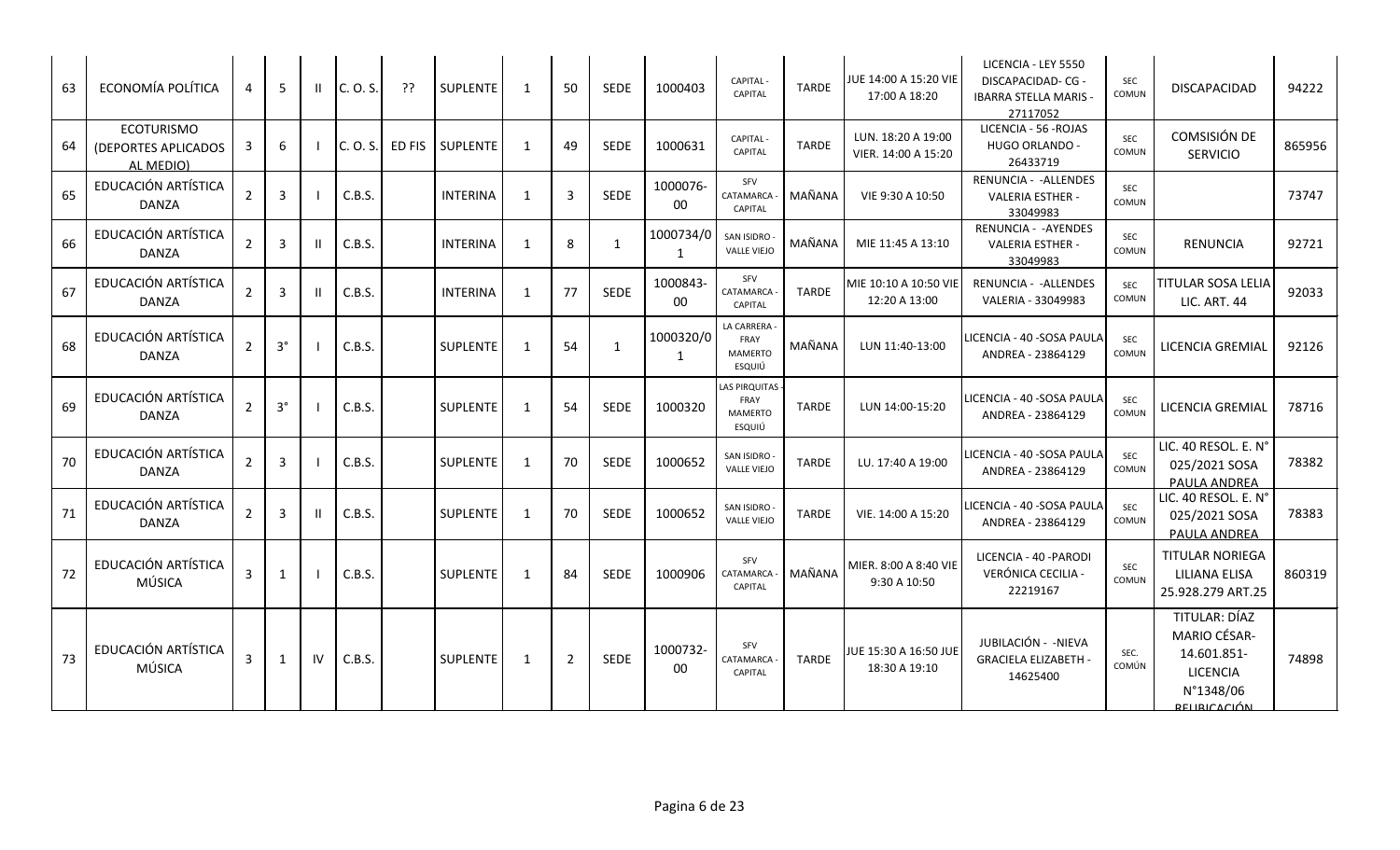| 63 | ECONOMÍA POLÍTICA | 4 | 5 | II | C. O. S. | ?? | SUPLENTE | 1 | 50 | SEDE | 1000403 | CAPITAL - CAPITAL | TARDE | JUE 14:00 A 15:20 VIE 17:00 A 18:20 | LICENCIA - LEY 5550 DISCAPACIDAD- CG - IBARRA STELLA MARIS - 27117052 | SEC COMUN | DISCAPACIDAD | 94222 |
|---|---|---|---|---|---|---|---|---|---|---|---|---|---|---|---|---|---|---|
| 64 | ECOTURISMO (DEPORTES APLICADOS AL MEDIO) | 3 | 6 | I | C. O. S. | ED FIS | SUPLENTE | 1 | 49 | SEDE | 1000631 | CAPITAL - CAPITAL | TARDE | LUN. 18:20 A 19:00 VIER. 14:00 A 15:20 | LICENCIA - 56 -ROJAS HUGO ORLANDO - 26433719 | SEC COMUN | COMSISIÓN DE SERVICIO | 865956 |
| 65 | EDUCACIÓN ARTÍSTICA DANZA | 2 | 3 | I | C.B.S. | | INTERINA | 1 | 3 | SEDE | 1000076-00 | SFV CATAMARCA - CAPITAL | MAÑANA | VIE 9:30 A 10:50 | RENUNCIA - -ALLENDES VALERIA ESTHER - 33049983 | SEC COMUN | | 73747 |
| 66 | EDUCACIÓN ARTÍSTICA DANZA | 2 | 3 | II | C.B.S. | | INTERINA | 1 | 8 | 1 | 1000734/01 | SAN ISIDRO - VALLE VIEJO | MAÑANA | MIE 11:45 A 13:10 | RENUNCIA - -AYENDES VALERIA ESTHER - 33049983 | SEC COMUN | RENUNCIA | 92721 |
| 67 | EDUCACIÓN ARTÍSTICA DANZA | 2 | 3 | II | C.B.S. | | INTERINA | 1 | 77 | SEDE | 1000843-00 | SFV CATAMARCA - CAPITAL | TARDE | MIE 10:10 A 10:50 VIE 12:20 A 13:00 | RENUNCIA - -ALLENDES VALERIA - 33049983 | SEC COMUN | TITULAR SOSA LELIA LIC. ART. 44 | 92033 |
| 68 | EDUCACIÓN ARTÍSTICA DANZA | 2 | 3° | I | C.B.S. | | SUPLENTE | 1 | 54 | 1 | 1000320/01 | LA CARRERA - FRAY MAMERTO ESQUIÚ | MAÑANA | LUN 11:40-13:00 | LICENCIA - 40 -SOSA PAULA ANDREA - 23864129 | SEC COMUN | LICENCIA GREMIAL | 92126 |
| 69 | EDUCACIÓN ARTÍSTICA DANZA | 2 | 3° | I | C.B.S. | | SUPLENTE | 1 | 54 | SEDE | 1000320 | LAS PIRQUITAS - FRAY MAMERTO ESQUIÚ | TARDE | LUN 14:00-15:20 | LICENCIA - 40 -SOSA PAULA ANDREA - 23864129 | SEC COMUN | LICENCIA GREMIAL | 78716 |
| 70 | EDUCACIÓN ARTÍSTICA DANZA | 2 | 3 | I | C.B.S. | | SUPLENTE | 1 | 70 | SEDE | 1000652 | SAN ISIDRO - VALLE VIEJO | TARDE | LU. 17:40 A 19:00 | LICENCIA - 40 -SOSA PAULA ANDREA - 23864129 | SEC COMUN | LIC. 40 RESOL. E. N° 025/2021 SOSA PAULA ANDREA | 78382 |
| 71 | EDUCACIÓN ARTÍSTICA DANZA | 2 | 3 | II | C.B.S. | | SUPLENTE | 1 | 70 | SEDE | 1000652 | SAN ISIDRO - VALLE VIEJO | TARDE | VIE. 14:00 A 15:20 | LICENCIA - 40 -SOSA PAULA ANDREA - 23864129 | SEC COMUN | LIC. 40 RESOL. E. N° 025/2021 SOSA PAULA ANDREA | 78383 |
| 72 | EDUCACIÓN ARTÍSTICA MÚSICA | 3 | 1 | I | C.B.S. | | SUPLENTE | 1 | 84 | SEDE | 1000906 | SFV CATAMARCA - CAPITAL | MAÑANA | MIER. 8:00 A 8:40 VIE 9:30 A 10:50 | LICENCIA - 40 -PARODI VERÓNICA CECILIA - 22219167 | SEC COMUN | TITULAR NORIEGA LILIANA ELISA 25.928.279 ART.25 | 860319 |
| 73 | EDUCACIÓN ARTÍSTICA MÚSICA | 3 | 1 | IV | C.B.S. | | SUPLENTE | 1 | 2 | SEDE | 1000732-00 | SFV CATAMARCA - CAPITAL | TARDE | JUE 15:30 A 16:50 JUE 18:30 A 19:10 | JUBILACIÓN - -NIEVA GRACIELA ELIZABETH - 14625400 | SEC. COMÚN | TITULAR: DÍAZ MARIO CÉSAR- 14.601.851- LICENCIA N°1348/06 REUBICACIÓN | 74898 |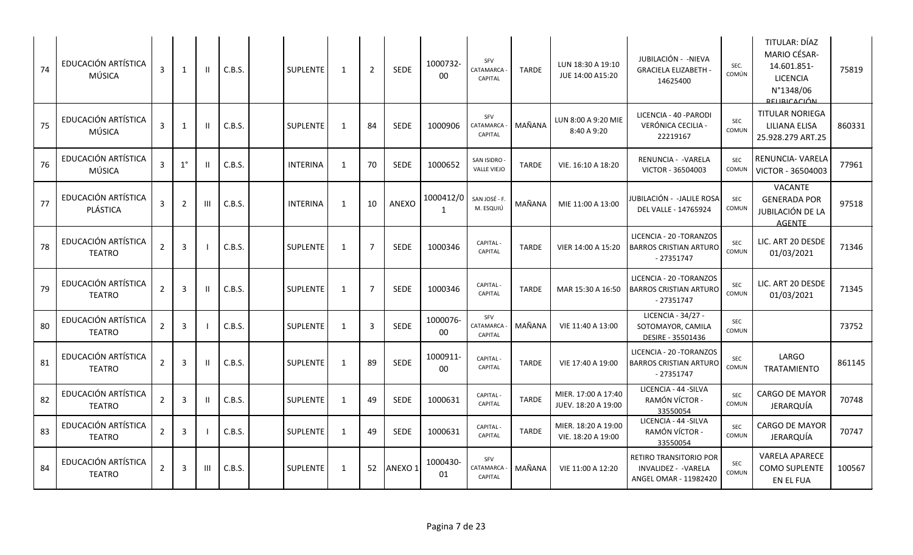| 74 | EDUCACIÓN ARTÍSTICA MÚSICA | 3 | 1 | II | C.B.S. | | SUPLENTE | 1 | 2 | SEDE | 1000732-00 | SFV CATAMARCA - CAPITAL | TARDE | LUN 18:30 A 19:10 JUE 14:00 A15:20 | JUBILACIÓN - -NIEVA GRACIELA ELIZABETH - 14625400 | SEC. COMÚN | TITULAR: DÍAZ MARIO CÉSAR- 14.601.851- LICENCIA N°1348/06 REUBICACIÓN | 75819 |
|---|---|---|---|---|---|---|---|---|---|---|---|---|---|---|---|---|---|---|
| 75 | EDUCACIÓN ARTÍSTICA MÚSICA | 3 | 1 | II | C.B.S. | | SUPLENTE | 1 | 84 | SEDE | 1000906 | SFV CATAMARCA - CAPITAL | MAÑANA | LUN 8:00 A 9:20 MIE 8:40 A 9:20 | LICENCIA - 40 -PARODI VERÓNICA CECILIA - 22219167 | SEC COMUN | TITULAR NORIEGA LILIANA ELISA 25.928.279 ART.25 | 860331 |
| 76 | EDUCACIÓN ARTÍSTICA MÚSICA | 3 | 1° | II | C.B.S. | | INTERINA | 1 | 70 | SEDE | 1000652 | SAN ISIDRO - VALLE VIEJO | TARDE | VIE. 16:10 A 18:20 | RENUNCIA - -VARELA VICTOR - 36504003 | SEC COMUN | RENUNCIA- VARELA VICTOR - 36504003 | 77961 |
| 77 | EDUCACIÓN ARTÍSTICA PLÁSTICA | 3 | 2 | III | C.B.S. | | INTERINA | 1 | 10 | ANEXO | 1000412/01 | SAN JOSÉ - F. M. ESQUIÚ | MAÑANA | MIE 11:00 A 13:00 | JUBILACIÓN - -JALILE ROSA DEL VALLE - 14765924 | SEC COMUN | VACANTE GENERADA POR JUBILACIÓN DE LA AGENTE | 97518 |
| 78 | EDUCACIÓN ARTÍSTICA TEATRO | 2 | 3 | I | C.B.S. | | SUPLENTE | 1 | 7 | SEDE | 1000346 | CAPITAL - CAPITAL | TARDE | VIER 14:00 A 15:20 | LICENCIA - 20 -TORANZOS BARROS CRISTIAN ARTURO - 27351747 | SEC COMUN | LIC. ART 20 DESDE 01/03/2021 | 71346 |
| 79 | EDUCACIÓN ARTÍSTICA TEATRO | 2 | 3 | II | C.B.S. | | SUPLENTE | 1 | 7 | SEDE | 1000346 | CAPITAL - CAPITAL | TARDE | MAR 15:30 A 16:50 | LICENCIA - 20 -TORANZOS BARROS CRISTIAN ARTURO - 27351747 | SEC COMUN | LIC. ART 20 DESDE 01/03/2021 | 71345 |
| 80 | EDUCACIÓN ARTÍSTICA TEATRO | 2 | 3 | I | C.B.S. | | SUPLENTE | 1 | 3 | SEDE | 1000076-00 | SFV CATAMARCA - CAPITAL | MAÑANA | VIE 11:40 A 13:00 | LICENCIA - 34/27 - SOTOMAYOR, CAMILA DESIRE - 35501436 | SEC COMUN | | 73752 |
| 81 | EDUCACIÓN ARTÍSTICA TEATRO | 2 | 3 | II | C.B.S. | | SUPLENTE | 1 | 89 | SEDE | 1000911-00 | CAPITAL - CAPITAL | TARDE | VIE 17:40 A 19:00 | LICENCIA - 20 -TORANZOS BARROS CRISTIAN ARTURO - 27351747 | SEC COMUN | LARGO TRATAMIENTO | 861145 |
| 82 | EDUCACIÓN ARTÍSTICA TEATRO | 2 | 3 | II | C.B.S. | | SUPLENTE | 1 | 49 | SEDE | 1000631 | CAPITAL - CAPITAL | TARDE | MIER. 17:00 A 17:40 JUEV. 18:20 A 19:00 | LICENCIA - 44 -SILVA RAMÓN VÍCTOR - 33550054 | SEC COMUN | CARGO DE MAYOR JERARQUÍA | 70748 |
| 83 | EDUCACIÓN ARTÍSTICA TEATRO | 2 | 3 | I | C.B.S. | | SUPLENTE | 1 | 49 | SEDE | 1000631 | CAPITAL - CAPITAL | TARDE | MIER. 18:20 A 19:00 VIE. 18:20 A 19:00 | LICENCIA - 44 -SILVA RAMÓN VÍCTOR - 33550054 | SEC COMUN | CARGO DE MAYOR JERARQUÍA | 70747 |
| 84 | EDUCACIÓN ARTÍSTICA TEATRO | 2 | 3 | III | C.B.S. | | SUPLENTE | 1 | 52 | ANEXO 1 | 1000430-01 | SFV CATAMARCA - CAPITAL | MAÑANA | VIE 11:00 A 12:20 | RETIRO TRANSITORIO POR INVALIDEZ - -VARELA ANGEL OMAR - 11982420 | SEC COMUN | VARELA APARECE COMO SUPLENTE EN EL FUA | 100567 |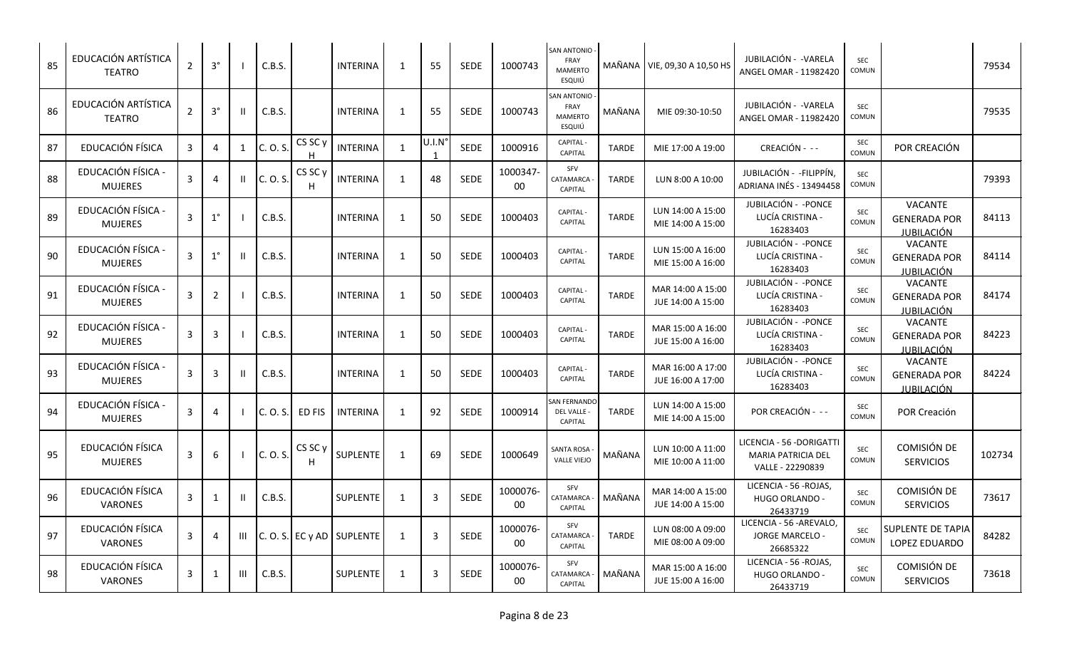| | | | | | | | | | | | | | | | | | | |
|---|---|---|---|---|---|---|---|---|---|---|---|---|---|---|---|---|---|---|
| 85 | EDUCACIÓN ARTÍSTICA TEATRO | 2 | 3° | I | C.B.S. | | INTERINA | 1 | 55 | SEDE | 1000743 | SAN ANTONIO - FRAY MAMERTO ESQUIÚ | MAÑANA | VIE, 09,30 A 10,50 HS | JUBILACIÓN - -VARELA ANGEL OMAR - 11982420 | SEC COMUN | | 79534 |
| 86 | EDUCACIÓN ARTÍSTICA TEATRO | 2 | 3° | II | C.B.S. | | INTERINA | 1 | 55 | SEDE | 1000743 | SAN ANTONIO - FRAY MAMERTO ESQUIÚ | MAÑANA | MIE 09:30-10:50 | JUBILACIÓN - -VARELA ANGEL OMAR - 11982420 | SEC COMUN | | 79535 |
| 87 | EDUCACIÓN FÍSICA | 3 | 4 | 1 | C. O. S. | CS SC y H | INTERINA | 1 | U.I.N° 1 | SEDE | 1000916 | CAPITAL - CAPITAL | TARDE | MIE 17:00 A 19:00 | CREACIÓN - - - | SEC COMUN | POR CREACIÓN | |
| 88 | EDUCACIÓN FÍSICA - MUJERES | 3 | 4 | II | C. O. S. | CS SC y H | INTERINA | 1 | 48 | SEDE | 1000347-00 | SFV CATAMARCA - CAPITAL | TARDE | LUN 8:00 A 10:00 | JUBILACIÓN - -FILIPPÍN, ADRIANA INÉS - 13494458 | SEC COMUN | | 79393 |
| 89 | EDUCACIÓN FÍSICA - MUJERES | 3 | 1° | I | C.B.S. | | INTERINA | 1 | 50 | SEDE | 1000403 | CAPITAL - CAPITAL | TARDE | LUN 14:00 A 15:00 MIE 14:00 A 15:00 | JUBILACIÓN - -PONCE LUCÍA CRISTINA - 16283403 | SEC COMUN | VACANTE GENERADA POR JUBILACIÓN | 84113 |
| 90 | EDUCACIÓN FÍSICA - MUJERES | 3 | 1° | II | C.B.S. | | INTERINA | 1 | 50 | SEDE | 1000403 | CAPITAL - CAPITAL | TARDE | LUN 15:00 A 16:00 MIE 15:00 A 16:00 | JUBILACIÓN - -PONCE LUCÍA CRISTINA - 16283403 | SEC COMUN | VACANTE GENERADA POR JUBILACIÓN | 84114 |
| 91 | EDUCACIÓN FÍSICA - MUJERES | 3 | 2 | I | C.B.S. | | INTERINA | 1 | 50 | SEDE | 1000403 | CAPITAL - CAPITAL | TARDE | MAR 14:00 A 15:00 JUE 14:00 A 15:00 | JUBILACIÓN - -PONCE LUCÍA CRISTINA - 16283403 | SEC COMUN | VACANTE GENERADA POR JUBILACIÓN | 84174 |
| 92 | EDUCACIÓN FÍSICA - MUJERES | 3 | 3 | I | C.B.S. | | INTERINA | 1 | 50 | SEDE | 1000403 | CAPITAL - CAPITAL | TARDE | MAR 15:00 A 16:00 JUE 15:00 A 16:00 | JUBILACIÓN - -PONCE LUCÍA CRISTINA - 16283403 | SEC COMUN | VACANTE GENERADA POR JUBILACIÓN | 84223 |
| 93 | EDUCACIÓN FÍSICA - MUJERES | 3 | 3 | II | C.B.S. | | INTERINA | 1 | 50 | SEDE | 1000403 | CAPITAL - CAPITAL | TARDE | MAR 16:00 A 17:00 JUE 16:00 A 17:00 | JUBILACIÓN - -PONCE LUCÍA CRISTINA - 16283403 | SEC COMUN | VACANTE GENERADA POR JUBILACIÓN | 84224 |
| 94 | EDUCACIÓN FÍSICA - MUJERES | 3 | 4 | I | C. O. S. | ED FIS | INTERINA | 1 | 92 | SEDE | 1000914 | SAN FERNANDO DEL VALLE - CAPITAL | TARDE | LUN 14:00 A 15:00 MIE 14:00 A 15:00 | POR CREACIÓN - - - | SEC COMUN | POR Creación | |
| 95 | EDUCACIÓN FÍSICA MUJERES | 3 | 6 | I | C. O. S. | CS SC y H | SUPLENTE | 1 | 69 | SEDE | 1000649 | SANTA ROSA - VALLE VIEJO | MAÑANA | LUN 10:00 A 11:00 MIE 10:00 A 11:00 | LICENCIA - 56 -DORIGATTI MARIA PATRICIA DEL VALLE - 22290839 | SEC COMUN | COMISIÓN DE SERVICIOS | 102734 |
| 96 | EDUCACIÓN FÍSICA VARONES | 3 | 1 | II | C.B.S. | | SUPLENTE | 1 | 3 | SEDE | 1000076-00 | SFV CATAMARCA - CAPITAL | MAÑANA | MAR 14:00 A 15:00 JUE 14:00 A 15:00 | LICENCIA - 56 -ROJAS, HUGO ORLANDO - 26433719 | SEC COMUN | COMISIÓN DE SERVICIOS | 73617 |
| 97 | EDUCACIÓN FÍSICA VARONES | 3 | 4 | III | C. O. S. | EC y AD | SUPLENTE | 1 | 3 | SEDE | 1000076-00 | SFV CATAMARCA - CAPITAL | TARDE | LUN 08:00 A 09:00 MIE 08:00 A 09:00 | LICENCIA - 56 -AREVALO, JORGE MARCELO - 26685322 | SEC COMUN | SUPLENTE DE TAPIA LOPEZ EDUARDO | 84282 |
| 98 | EDUCACIÓN FÍSICA VARONES | 3 | 1 | III | C.B.S. | | SUPLENTE | 1 | 3 | SEDE | 1000076-00 | SFV CATAMARCA - CAPITAL | MAÑANA | MAR 15:00 A 16:00 JUE 15:00 A 16:00 | LICENCIA - 56 -ROJAS, HUGO ORLANDO - 26433719 | SEC COMUN | COMISIÓN DE SERVICIOS | 73618 |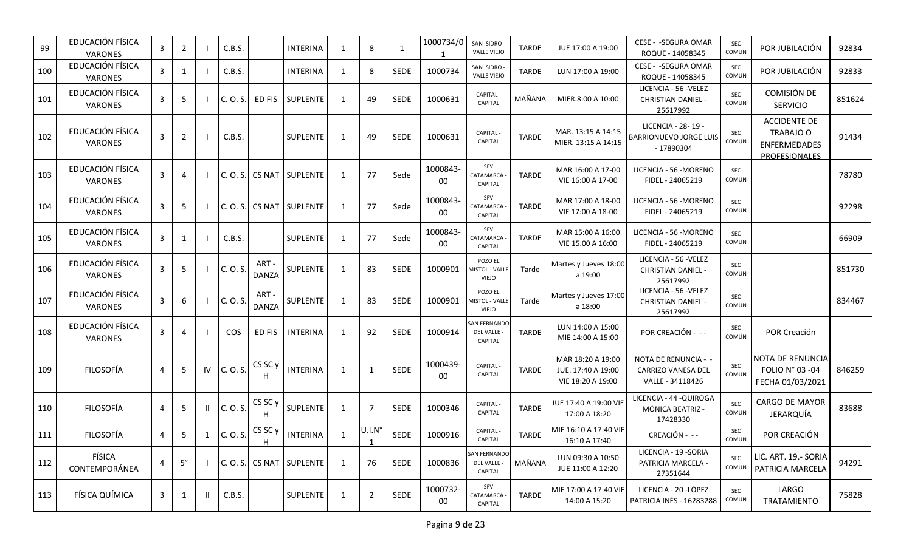| 99 | EDUCACIÓN FÍSICA VARONES | 3 | 2 | I | C.B.S. | | INTERINA | 1 | 8 | 1 | 1000734/0 1 | SAN ISIDRO - VALLE VIEJO | TARDE | JUE 17:00 A 19:00 | CESE - -SEGURA OMAR ROQUE - 14058345 | SEC COMUN | POR JUBILACIÓN | 92834 |
|---|---|---|---|---|---|---|---|---|---|---|---|---|---|---|---|---|---|---|
| 100 | EDUCACIÓN FÍSICA VARONES | 3 | 1 | I | C.B.S. | | INTERINA | 1 | 8 | SEDE | 1000734 | SAN ISIDRO - VALLE VIEJO | TARDE | LUN 17:00 A 19:00 | CESE - -SEGURA OMAR ROQUE - 14058345 | SEC COMUN | POR JUBILACIÓN | 92833 |
| 101 | EDUCACIÓN FÍSICA VARONES | 3 | 5 | I | C. O. S. | ED FIS | SUPLENTE | 1 | 49 | SEDE | 1000631 | CAPITAL - CAPITAL | MAÑANA | MIER.8:00 A 10:00 | LICENCIA - 56 -VELEZ CHRISTIAN DANIEL - 25617992 | SEC COMUN | COMISIÓN DE SERVICIO | 851624 |
| 102 | EDUCACIÓN FÍSICA VARONES | 3 | 2 | I | C.B.S. | | SUPLENTE | 1 | 49 | SEDE | 1000631 | CAPITAL - CAPITAL | TARDE | MAR. 13:15 A 14:15 MIER. 13:15 A 14:15 | LICENCIA - 28- 19 - BARRIONUEVO JORGE LUIS - 17890304 | SEC COMUN | ACCIDENTE DE TRABAJO O ENFERMEDADES PROFESIONALES | 91434 |
| 103 | EDUCACIÓN FÍSICA VARONES | 3 | 4 | I | C. O. S. | CS NAT | SUPLENTE | 1 | 77 | Sede | 1000843-00 | SFV CATAMARCA - CAPITAL | TARDE | MAR 16:00 A 17-00 VIE 16:00 A 17-00 | LICENCIA - 56 -MORENO FIDEL - 24065219 | SEC COMUN | | 78780 |
| 104 | EDUCACIÓN FÍSICA VARONES | 3 | 5 | I | C. O. S. | CS NAT | SUPLENTE | 1 | 77 | Sede | 1000843-00 | SFV CATAMARCA - CAPITAL | TARDE | MAR 17:00 A 18-00 VIE 17:00 A 18-00 | LICENCIA - 56 -MORENO FIDEL - 24065219 | SEC COMUN | | 92298 |
| 105 | EDUCACIÓN FÍSICA VARONES | 3 | 1 | I | C.B.S. | | SUPLENTE | 1 | 77 | Sede | 1000843-00 | SFV CATAMARCA - CAPITAL | TARDE | MAR 15:00 A 16:00 VIE 15.00 A 16:00 | LICENCIA - 56 -MORENO FIDEL - 24065219 | SEC COMUN | | 66909 |
| 106 | EDUCACIÓN FÍSICA VARONES | 3 | 5 | I | C. O. S. | ART - DANZA | SUPLENTE | 1 | 83 | SEDE | 1000901 | POZO EL MISTOL - VALLE VIEJO | Tarde | Martes y Jueves 18:00 a 19:00 | LICENCIA - 56 -VELEZ CHRISTIAN DANIEL - 25617992 | SEC COMUN | | 851730 |
| 107 | EDUCACIÓN FÍSICA VARONES | 3 | 6 | I | C. O. S. | ART - DANZA | SUPLENTE | 1 | 83 | SEDE | 1000901 | POZO EL MISTOL - VALLE VIEJO | Tarde | Martes y Jueves 17:00 a 18:00 | LICENCIA - 56 -VELEZ CHRISTIAN DANIEL - 25617992 | SEC COMUN | | 834467 |
| 108 | EDUCACIÓN FÍSICA VARONES | 3 | 4 | I | COS | ED FIS | INTERINA | 1 | 92 | SEDE | 1000914 | SAN FERNANDO DEL VALLE - CAPITAL | TARDE | LUN 14:00 A 15:00 MIE 14:00 A 15:00 | POR CREACIÓN - - - | SEC COMÚN | POR Creación | |
| 109 | FILOSOFÍA | 4 | 5 | IV | C. O. S. | CS SC y H | INTERINA | 1 | 1 | SEDE | 1000439-00 | CAPITAL - CAPITAL | TARDE | MAR 18:20 A 19:00 JUE. 17:40 A 19:00 VIE 18:20 A 19:00 | NOTA DE RENUNCIA - - CARRIZO VANESA DEL VALLE - 34118426 | SEC COMUN | NOTA DE RENUNCIA FOLIO N° 03 -04 FECHA 01/03/2021 | 846259 |
| 110 | FILOSOFÍA | 4 | 5 | II | C. O. S. | CS SC y H | SUPLENTE | 1 | 7 | SEDE | 1000346 | CAPITAL - CAPITAL | TARDE | JUE 17:40 A 19:00 VIE 17:00 A 18:20 | LICENCIA - 44 -QUIROGA MÓNICA BEATRIZ - 17428330 | SEC COMUN | CARGO DE MAYOR JERARQUÍA | 83688 |
| 111 | FILOSOFÍA | 4 | 5 | 1 | C. O. S. | CS SC y H | INTERINA | 1 | U.I.N° 1 | SEDE | 1000916 | CAPITAL - CAPITAL | TARDE | MIE 16:10 A 17:40 VIE 16:10 A 17:40 | CREACIÓN - - - | SEC COMUN | POR CREACIÓN | |
| 112 | FÍSICA CONTEMPORÁNEA | 4 | 5° | I | C. O. S. | CS NAT | SUPLENTE | 1 | 76 | SEDE | 1000836 | SAN FERNANDO DEL VALLE - CAPITAL | MAÑANA | LUN 09:30 A 10:50 JUE 11:00 A 12:20 | LICENCIA - 19 -SORIA PATRICIA MARCELA - 27351644 | SEC COMUN | LIC. ART. 19.- SORIA PATRICIA MARCELA | 94291 |
| 113 | FÍSICA QUÍMICA | 3 | 1 | II | C.B.S. | | SUPLENTE | 1 | 2 | SEDE | 1000732-00 | SFV CATAMARCA - CAPITAL | TARDE | MIE 17:00 A 17:40 VIE 14:00 A 15:20 | LICENCIA - 20 -LÓPEZ PATRICIA INÉS - 16283288 | SEC COMUN | LARGO TRATAMIENTO | 75828 |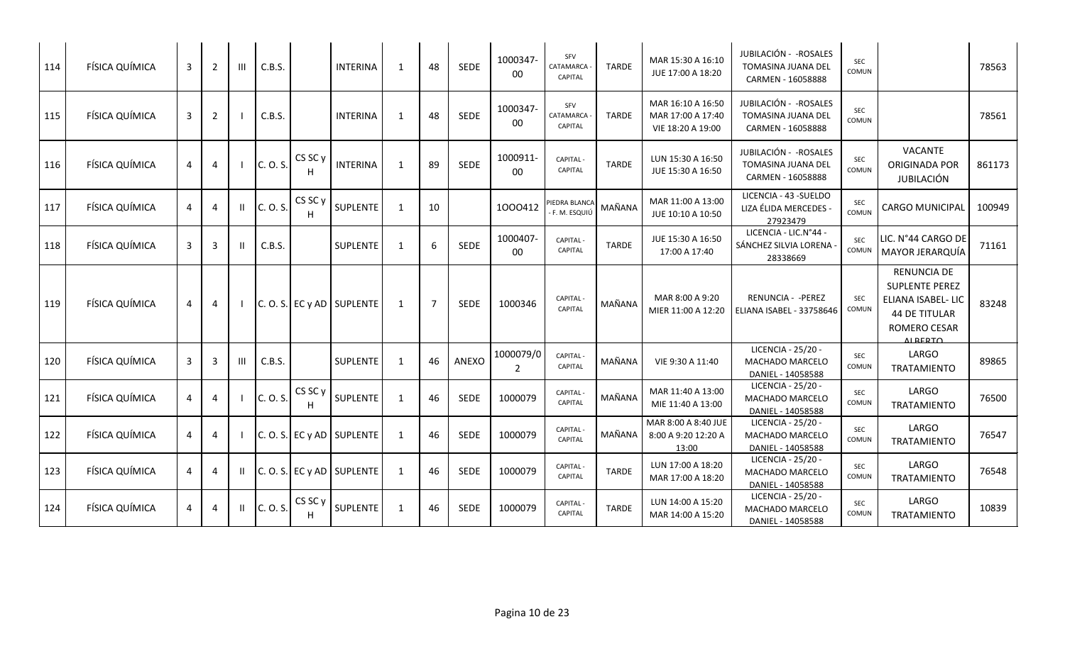| 114 | FÍSICA QUÍMICA | 3 | 2 | III | C.B.S. | | INTERINA | 1 | 48 | SEDE | 1000347-00 | SFV CATAMARCA - CAPITAL | TARDE | MAR 15:30 A 16:10 JUE 17:00 A 18:20 | JUBILACIÓN - -ROSALES TOMASINA JUANA DEL CARMEN - 16058888 | SEC COMUN | | 78563 |
|---|---|---|---|---|---|---|---|---|---|---|---|---|---|---|---|---|---|---|
| 115 | FÍSICA QUÍMICA | 3 | 2 | I | C.B.S. | | INTERINA | 1 | 48 | SEDE | 1000347-00 | SFV CATAMARCA - CAPITAL | TARDE | MAR 16:10 A 16:50 MAR 17:00 A 17:40 VIE 18:20 A 19:00 | JUBILACIÓN - -ROSALES TOMASINA JUANA DEL CARMEN - 16058888 | SEC COMUN | | 78561 |
| 116 | FÍSICA QUÍMICA | 4 | 4 | I | C. O. S. | CS SC y H | INTERINA | 1 | 89 | SEDE | 1000911-00 | CAPITAL - CAPITAL | TARDE | LUN 15:30 A 16:50 JUE 15:30 A 16:50 | JUBILACIÓN - -ROSALES TOMASINA JUANA DEL CARMEN - 16058888 | SEC COMUN | VACANTE ORIGINADA POR JUBILACIÓN | 861173 |
| 117 | FÍSICA QUÍMICA | 4 | 4 | II | C. O. S. | CS SC y H | SUPLENTE | 1 | 10 | | 1OOO412 | PIEDRA BLANCA - F. M. ESQUIÚ | MAÑANA | MAR 11:00 A 13:00 JUE 10:10 A 10:50 | LICENCIA - 43 -SUELDO LIZA ÉLIDA MERCEDES - 27923479 | SEC COMUN | CARGO MUNICIPAL | 100949 |
| 118 | FÍSICA QUÍMICA | 3 | 3 | II | C.B.S. | | SUPLENTE | 1 | 6 | SEDE | 1000407-00 | CAPITAL - CAPITAL | TARDE | JUE 15:30 A 16:50 17:00 A 17:40 | LICENCIA - LIC.N°44 - SÁNCHEZ SILVIA LORENA - 28338669 | SEC COMUN | LIC. N°44 CARGO DE MAYOR JERARQUÍA | 71161 |
| 119 | FÍSICA QUÍMICA | 4 | 4 | I | C. O. S. | EC y AD | SUPLENTE | 1 | 7 | SEDE | 1000346 | CAPITAL - CAPITAL | MAÑANA | MAR 8:00 A 9:20 MIER 11:00 A 12:20 | RENUNCIA - -PEREZ ELIANA ISABEL - 33758646 | SEC COMUN | RENUNCIA DE SUPLENTE PEREZ ELIANA ISABEL- LIC 44 DE TITULAR ROMERO CESAR ALBERTO | 83248 |
| 120 | FÍSICA QUÍMICA | 3 | 3 | III | C.B.S. | | SUPLENTE | 1 | 46 | ANEXO | 1000079/02 | CAPITAL - CAPITAL | MAÑANA | VIE 9:30 A 11:40 | LICENCIA - 25/20 - MACHADO MARCELO DANIEL - 14058588 | SEC COMUN | LARGO TRATAMIENTO | 89865 |
| 121 | FÍSICA QUÍMICA | 4 | 4 | I | C. O. S. | CS SC y H | SUPLENTE | 1 | 46 | SEDE | 1000079 | CAPITAL - CAPITAL | MAÑANA | MAR 11:40 A 13:00 MIE 11:40 A 13:00 | LICENCIA - 25/20 - MACHADO MARCELO DANIEL - 14058588 | SEC COMUN | LARGO TRATAMIENTO | 76500 |
| 122 | FÍSICA QUÍMICA | 4 | 4 | I | C. O. S. | EC y AD | SUPLENTE | 1 | 46 | SEDE | 1000079 | CAPITAL - CAPITAL | MAÑANA | MAR 8:00 A 8:40 JUE 8:00 A 9:20 12:20 A 13:00 | LICENCIA - 25/20 - MACHADO MARCELO DANIEL - 14058588 | SEC COMUN | LARGO TRATAMIENTO | 76547 |
| 123 | FÍSICA QUÍMICA | 4 | 4 | II | C. O. S. | EC y AD | SUPLENTE | 1 | 46 | SEDE | 1000079 | CAPITAL - CAPITAL | TARDE | LUN 17:00 A 18:20 MAR 17:00 A 18:20 | LICENCIA - 25/20 - MACHADO MARCELO DANIEL - 14058588 | SEC COMUN | LARGO TRATAMIENTO | 76548 |
| 124 | FÍSICA QUÍMICA | 4 | 4 | II | C. O. S. | CS SC y H | SUPLENTE | 1 | 46 | SEDE | 1000079 | CAPITAL - CAPITAL | TARDE | LUN 14:00 A 15:20 MAR 14:00 A 15:20 | LICENCIA - 25/20 - MACHADO MARCELO DANIEL - 14058588 | SEC COMUN | LARGO TRATAMIENTO | 10839 |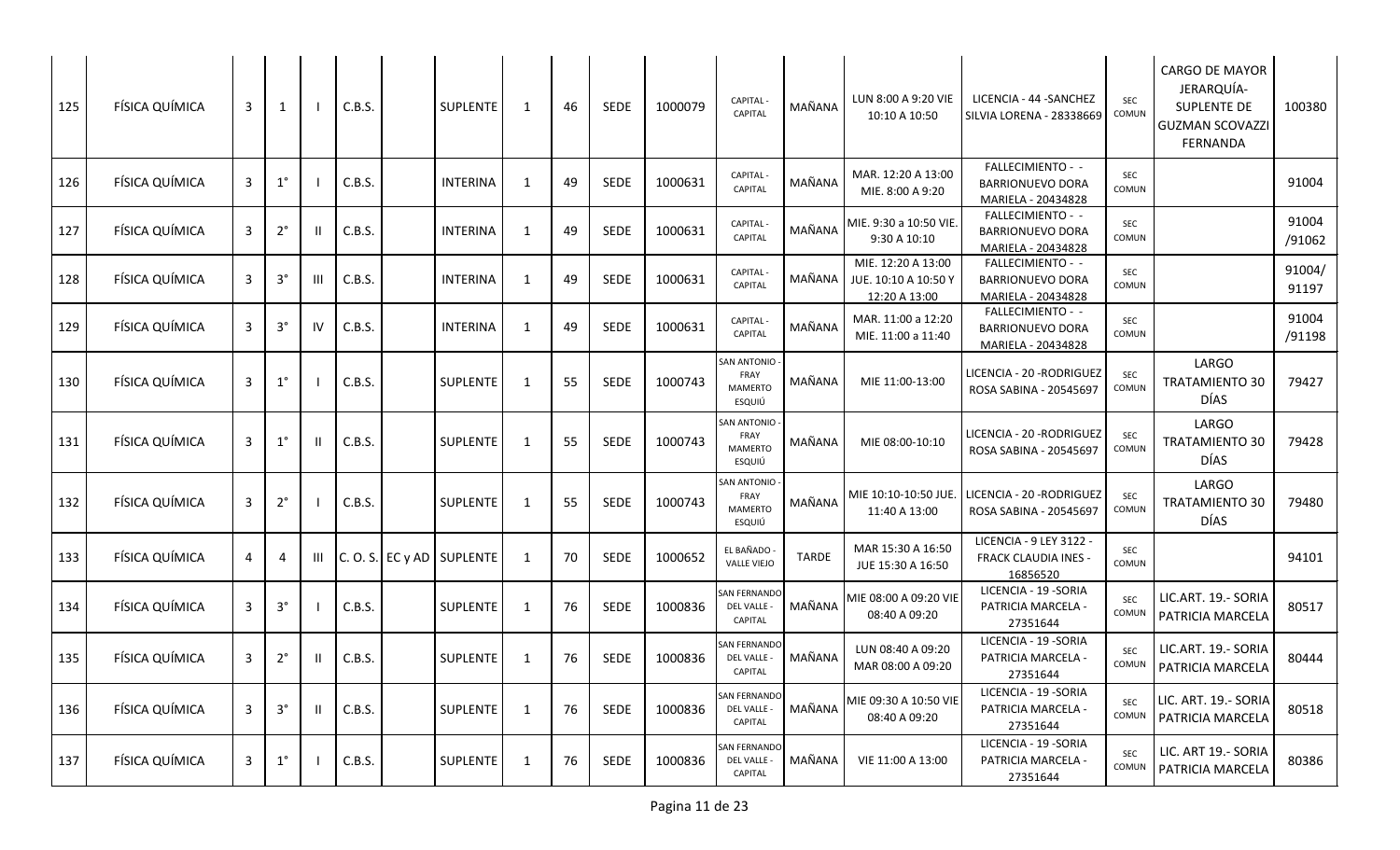| 125 | FÍSICA QUÍMICA | 3 | 1 | I | C.B.S. | | SUPLENTE | 1 | 46 | SEDE | 1000079 | CAPITAL - CAPITAL | MAÑANA | LUN 8:00 A 9:20 VIE 10:10 A 10:50 | LICENCIA - 44 -SANCHEZ SILVIA LORENA - 28338669 | SEC COMUN | CARGO DE MAYOR JERARQUÍA- SUPLENTE DE GUZMAN SCOVAZZI FERNANDA | 100380 |
|---|---|---|---|---|---|---|---|---|---|---|---|---|---|---|---|---|---|---|
| 126 | FÍSICA QUÍMICA | 3 | 1° | I | C.B.S. | | INTERINA | 1 | 49 | SEDE | 1000631 | CAPITAL - CAPITAL | MAÑANA | MAR. 12:20 A 13:00 MIE. 8:00 A 9:20 | FALLECIMIENTO - - BARRIONUEVO DORA MARIELA - 20434828 | SEC COMUN | | 91004 |
| 127 | FÍSICA QUÍMICA | 3 | 2° | II | C.B.S. | | INTERINA | 1 | 49 | SEDE | 1000631 | CAPITAL - CAPITAL | MAÑANA | MIE. 9:30 a 10:50 VIE. 9:30 A 10:10 | FALLECIMIENTO - - BARRIONUEVO DORA MARIELA - 20434828 | SEC COMUN | | 91004 /91062 |
| 128 | FÍSICA QUÍMICA | 3 | 3° | III | C.B.S. | | INTERINA | 1 | 49 | SEDE | 1000631 | CAPITAL - CAPITAL | MAÑANA | MIE. 12:20 A 13:00 JUE. 10:10 A 10:50 Y 12:20 A 13:00 | FALLECIMIENTO - - BARRIONUEVO DORA MARIELA - 20434828 | SEC COMUN | | 91004/ 91197 |
| 129 | FÍSICA QUÍMICA | 3 | 3° | IV | C.B.S. | | INTERINA | 1 | 49 | SEDE | 1000631 | CAPITAL - CAPITAL | MAÑANA | MAR. 11:00 a 12:20 MIE. 11:00 a 11:40 | FALLECIMIENTO - - BARRIONUEVO DORA MARIELA - 20434828 | SEC COMUN | | 91004 /91198 |
| 130 | FÍSICA QUÍMICA | 3 | 1° | I | C.B.S. | | SUPLENTE | 1 | 55 | SEDE | 1000743 | SAN ANTONIO - FRAY MAMERTO ESQUIÚ | MAÑANA | MIE 11:00-13:00 | LICENCIA - 20 -RODRIGUEZ ROSA SABINA - 20545697 | SEC COMUN | LARGO TRATAMIENTO 30 DÍAS | 79427 |
| 131 | FÍSICA QUÍMICA | 3 | 1° | II | C.B.S. | | SUPLENTE | 1 | 55 | SEDE | 1000743 | SAN ANTONIO - FRAY MAMERTO ESQUIÚ | MAÑANA | MIE 08:00-10:10 | LICENCIA - 20 -RODRIGUEZ ROSA SABINA - 20545697 | SEC COMUN | LARGO TRATAMIENTO 30 DÍAS | 79428 |
| 132 | FÍSICA QUÍMICA | 3 | 2° | I | C.B.S. | | SUPLENTE | 1 | 55 | SEDE | 1000743 | SAN ANTONIO - FRAY MAMERTO ESQUIÚ | MAÑANA | MIE 10:10-10:50 JUE. 11:40 A 13:00 | LICENCIA - 20 -RODRIGUEZ ROSA SABINA - 20545697 | SEC COMUN | LARGO TRATAMIENTO 30 DÍAS | 79480 |
| 133 | FÍSICA QUÍMICA | 4 | 4 | III | C. O. S. | EC y AD | SUPLENTE | 1 | 70 | SEDE | 1000652 | EL BAÑADO - VALLE VIEJO | TARDE | MAR 15:30 A 16:50 JUE 15:30 A 16:50 | LICENCIA - 9 LEY 3122 - FRACK CLAUDIA INES - 16856520 | SEC COMUN | | 94101 |
| 134 | FÍSICA QUÍMICA | 3 | 3° | I | C.B.S. | | SUPLENTE | 1 | 76 | SEDE | 1000836 | SAN FERNANDO DEL VALLE - CAPITAL | MAÑANA | MIE 08:00 A 09:20 VIE 08:40 A 09:20 | LICENCIA - 19 -SORIA PATRICIA MARCELA - 27351644 | SEC COMUN | LIC.ART. 19.- SORIA PATRICIA MARCELA | 80517 |
| 135 | FÍSICA QUÍMICA | 3 | 2° | II | C.B.S. | | SUPLENTE | 1 | 76 | SEDE | 1000836 | SAN FERNANDO DEL VALLE - CAPITAL | MAÑANA | LUN 08:40 A 09:20 MAR 08:00 A 09:20 | LICENCIA - 19 -SORIA PATRICIA MARCELA - 27351644 | SEC COMUN | LIC.ART. 19.- SORIA PATRICIA MARCELA | 80444 |
| 136 | FÍSICA QUÍMICA | 3 | 3° | II | C.B.S. | | SUPLENTE | 1 | 76 | SEDE | 1000836 | SAN FERNANDO DEL VALLE - CAPITAL | MAÑANA | MIE 09:30 A 10:50 VIE 08:40 A 09:20 | LICENCIA - 19 -SORIA PATRICIA MARCELA - 27351644 | SEC COMUN | LIC. ART. 19.- SORIA PATRICIA MARCELA | 80518 |
| 137 | FÍSICA QUÍMICA | 3 | 1° | I | C.B.S. | | SUPLENTE | 1 | 76 | SEDE | 1000836 | SAN FERNANDO DEL VALLE - CAPITAL | MAÑANA | VIE 11:00 A 13:00 | LICENCIA - 19 -SORIA PATRICIA MARCELA - 27351644 | SEC COMUN | LIC. ART 19.- SORIA PATRICIA MARCELA | 80386 |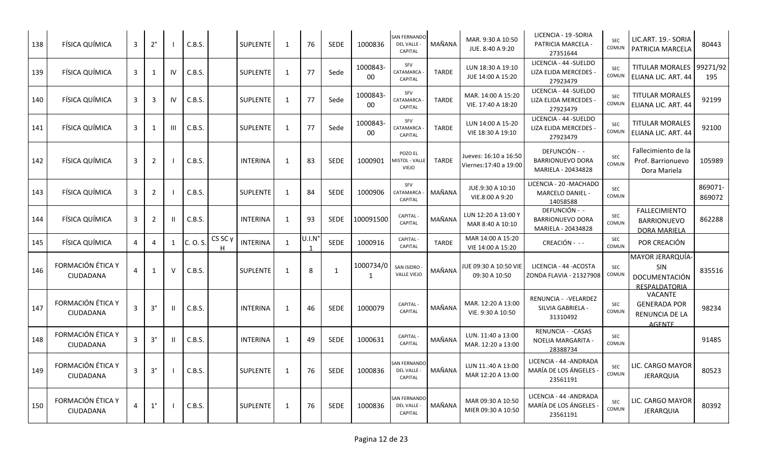| 138 | FÍSICA QUÍMICA | 3 | 2° | I | C.B.S. | | SUPLENTE | 1 | 76 | SEDE | 1000836 | SAN FERNANDO DEL VALLE - CAPITAL | MAÑANA | MAR. 9:30 A 10:50 JUE. 8:40 A 9:20 | LICENCIA - 19 -SORIA PATRICIA MARCELA - 27351644 | SEC COMUN | LIC.ART. 19.- SORIA PATRICIA MARCELA | 80443 |
|---|---|---|---|---|---|---|---|---|---|---|---|---|---|---|---|---|---|---|
| 139 | FÍSICA QUÍMICA | 3 | 1 | IV | C.B.S. | | SUPLENTE | 1 | 77 | Sede | 1000843-00 | SFV CATAMARCA - CAPITAL | TARDE | LUN 18:30 A 19:10 JUE 14:00 A 15:20 | LICENCIA - 44 -SUELDO LIZA ELIDA MERCEDES - 27923479 | SEC COMUN | TITULAR MORALES ELIANA LIC. ART. 44 | 99271/92195 |
| 140 | FÍSICA QUÍMICA | 3 | 3 | IV | C.B.S. | | SUPLENTE | 1 | 77 | Sede | 1000843-00 | SFV CATAMARCA - CAPITAL | TARDE | MAR. 14:00 A 15:20 VIE. 17:40 A 18:20 | LICENCIA - 44 -SUELDO LIZA ELIDA MERCEDES - 27923479 | SEC COMUN | TITULAR MORALES ELIANA LIC. ART. 44 | 92199 |
| 141 | FÍSICA QUÍMICA | 3 | 1 | III | C.B.S. | | SUPLENTE | 1 | 77 | Sede | 1000843-00 | SFV CATAMARCA - CAPITAL | TARDE | LUN 14:00 A 15-20 VIE 18:30 A 19:10 | LICENCIA - 44 -SUELDO LIZA ELIDA MERCEDES - 27923479 | SEC COMUN | TITULAR MORALES ELIANA LIC. ART. 44 | 92100 |
| 142 | FÍSICA QUÍMICA | 3 | 2 | I | C.B.S. | | INTERINA | 1 | 83 | SEDE | 1000901 | POZO EL MISTOL - VALLE VIEJO | TARDE | Jueves: 16:10 a 16:50 Viernes:17:40 a 19:00 | DEFUNCIÓN - - BARRIONUEVO DORA MARIELA - 20434828 | SEC COMUN | Fallecimiento de la Prof. Barrionuevo Dora Mariela | 105989 |
| 143 | FÍSICA QUÍMICA | 3 | 2 | I | C.B.S. | | SUPLENTE | 1 | 84 | SEDE | 1000906 | SFV CATAMARCA - CAPITAL | MAÑANA | JUE.9:30 A 10:10 VIE.8:00 A 9:20 | LICENCIA - 20 -MACHADO MARCELO DANIEL - 14058588 | SEC COMUN | | 869071-869072 |
| 144 | FÍSICA QUÍMICA | 3 | 2 | II | C.B.S. | | INTERINA | 1 | 93 | SEDE | 100091500 | CAPITAL - CAPITAL | MAÑANA | LUN 12:20 A 13:00 Y MAR 8:40 A 10:10 | DEFUNCIÓN - - BARRIONUEVO DORA MARIELA - 20434828 | SEC COMUN | FALLECIMIENTO BARRIONUEVO DORA MARIELA | 862288 |
| 145 | FÍSICA QUÍMICA | 4 | 4 | 1 | C. O. S. | CS SC y H | INTERINA | 1 | U.I.N° 1 | SEDE | 1000916 | CAPITAL - CAPITAL | TARDE | MAR 14:00 A 15:20 VIE 14:00 A 15:20 | CREACIÓN - - - | SEC COMUN | POR CREACIÓN | |
| 146 | FORMACIÓN ÉTICA Y CIUDADANA | 4 | 1 | V | C.B.S. | | SUPLENTE | 1 | 8 | 1 | 1000734/01 | SAN ISIDRO - VALLE VIEJO | MAÑANA | JUE 09:30 A 10:50 VIE 09:30 A 10:50 | LICENCIA - 44 -ACOSTA ZONDA FLAVIA - 21327908 | SEC COMUN | MAYOR JERARQUÍA- SIN DOCUMENTACIÓN RESPALDATORIA | 835516 |
| 147 | FORMACIÓN ÉTICA Y CIUDADANA | 3 | 3° | II | C.B.S. | | INTERINA | 1 | 46 | SEDE | 1000079 | CAPITAL - CAPITAL | MAÑANA | MAR. 12:20 A 13:00 VIE. 9:30 A 10:50 | RENUNCIA - -VELARDEZ SILVIA GABRIELA - 31310492 | SEC COMUN | VACANTE GENERADA POR RENUNCIA DE LA AGENTE | 98234 |
| 148 | FORMACIÓN ÉTICA Y CIUDADANA | 3 | 3° | II | C.B.S. | | INTERINA | 1 | 49 | SEDE | 1000631 | CAPITAL - CAPITAL | MAÑANA | LUN. 11:40 a 13:00 MAR. 12:20 a 13:00 | RENUNCIA - -CASAS NOELIA MARGARITA - 28388734 | SEC COMUN | | 91485 |
| 149 | FORMACIÓN ÉTICA Y CIUDADANA | 3 | 3° | I | C.B.S. | | SUPLENTE | 1 | 76 | SEDE | 1000836 | SAN FERNANDO DEL VALLE - CAPITAL | MAÑANA | LUN 11.:40 A 13:00 MAR 12:20 A 13:00 | LICENCIA - 44 -ANDRADA MARÍA DE LOS ÁNGELES - 23561191 | SEC COMUN | LIC. CARGO MAYOR JERARQUIA | 80523 |
| 150 | FORMACIÓN ÉTICA Y CIUDADANA | 4 | 1° | I | C.B.S. | | SUPLENTE | 1 | 76 | SEDE | 1000836 | SAN FERNANDO DEL VALLE - CAPITAL | MAÑANA | MAR 09:30 A 10:50 MIER 09:30 A 10:50 | LICENCIA - 44 -ANDRADA MARÍA DE LOS ÁNGELES - 23561191 | SEC COMUN | LIC. CARGO MAYOR JERARQUIA | 80392 |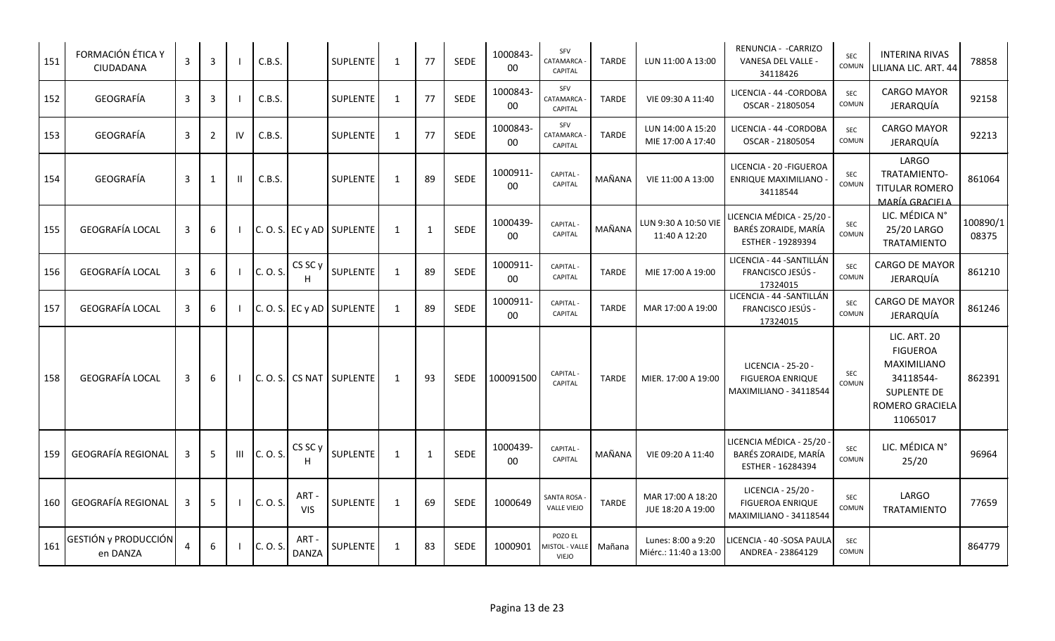| 151 | FORMACIÓN ÉTICA Y CIUDADANA | 3 | 3 | I | C.B.S. | | SUPLENTE | 1 | 77 | SEDE | 1000843-00 | SFV CATAMARCA - CAPITAL | TARDE | LUN 11:00 A 13:00 | RENUNCIA - -CARRIZO VANESA DEL VALLE - 34118426 | SEC COMUN | INTERINA RIVAS LILIANA LIC. ART. 44 | 78858 |
|---|---|---|---|---|---|---|---|---|---|---|---|---|---|---|---|---|---|---|
| 152 | GEOGRAFÍA | 3 | 3 | I | C.B.S. | | SUPLENTE | 1 | 77 | SEDE | 1000843-00 | SFV CATAMARCA - CAPITAL | TARDE | VIE 09:30 A 11:40 | LICENCIA - 44 -CORDOBA OSCAR - 21805054 | SEC COMUN | CARGO MAYOR JERARQUÍA | 92158 |
| 153 | GEOGRAFÍA | 3 | 2 | IV | C.B.S. | | SUPLENTE | 1 | 77 | SEDE | 1000843-00 | SFV CATAMARCA - CAPITAL | TARDE | LUN 14:00 A 15:20 MIE 17:00 A 17:40 | LICENCIA - 44 -CORDOBA OSCAR - 21805054 | SEC COMUN | CARGO MAYOR JERARQUÍA | 92213 |
| 154 | GEOGRAFÍA | 3 | 1 | II | C.B.S. | | SUPLENTE | 1 | 89 | SEDE | 1000911-00 | CAPITAL - CAPITAL | MAÑANA | VIE 11:00 A 13:00 | LICENCIA - 20 -FIGUEROA ENRIQUE MAXIMILIANO - 34118544 | SEC COMUN | LARGO TRATAMIENTO- TITULAR ROMERO MARÍA GRACIELA | 861064 |
| 155 | GEOGRAFÍA LOCAL | 3 | 6 | I | C. O. S. | EC y AD | SUPLENTE | 1 | 1 | SEDE | 1000439-00 | CAPITAL - CAPITAL | MAÑANA | LUN 9:30 A 10:50 VIE 11:40 A 12:20 | LICENCIA MÉDICA - 25/20 - BARÉS ZORAIDE, MARÍA ESTHER - 19289394 | SEC COMUN | LIC. MÉDICA N° 25/20 LARGO TRATAMIENTO | 100890/108375 |
| 156 | GEOGRAFÍA LOCAL | 3 | 6 | I | C. O. S. | CS SC y H | SUPLENTE | 1 | 89 | SEDE | 1000911-00 | CAPITAL - CAPITAL | TARDE | MIE 17:00 A 19:00 | LICENCIA - 44 -SANTILLÁN FRANCISCO JESÚS - 17324015 | SEC COMUN | CARGO DE MAYOR JERARQUÍA | 861210 |
| 157 | GEOGRAFÍA LOCAL | 3 | 6 | I | C. O. S. | EC y AD | SUPLENTE | 1 | 89 | SEDE | 1000911-00 | CAPITAL - CAPITAL | TARDE | MAR 17:00 A 19:00 | LICENCIA - 44 -SANTILLÁN FRANCISCO JESÚS - 17324015 | SEC COMUN | CARGO DE MAYOR JERARQUÍA | 861246 |
| 158 | GEOGRAFÍA LOCAL | 3 | 6 | I | C. O. S. | CS NAT | SUPLENTE | 1 | 93 | SEDE | 100091500 | CAPITAL - CAPITAL | TARDE | MIER. 17:00 A 19:00 | LICENCIA - 25-20 - FIGUEROA ENRIQUE MAXIMILIANO - 34118544 | SEC COMUN | LIC. ART. 20 FIGUEROA MAXIMILIANO 34118544- SUPLENTE DE ROMERO GRACIELA 11065017 | 862391 |
| 159 | GEOGRAFÍA REGIONAL | 3 | 5 | III | C. O. S. | CS SC y H | SUPLENTE | 1 | 1 | SEDE | 1000439-00 | CAPITAL - CAPITAL | MAÑANA | VIE 09:20 A 11:40 | LICENCIA MÉDICA - 25/20 - BARÉS ZORAIDE, MARÍA ESTHER - 16284394 | SEC COMUN | LIC. MÉDICA N° 25/20 | 96964 |
| 160 | GEOGRAFÍA REGIONAL | 3 | 5 | I | C. O. S. | ART - VIS | SUPLENTE | 1 | 69 | SEDE | 1000649 | SANTA ROSA - VALLE VIEJO | TARDE | MAR 17:00 A 18:20 JUE 18:20 A 19:00 | LICENCIA - 25/20 - FIGUEROA ENRIQUE MAXIMILIANO - 34118544 | SEC COMUN | LARGO TRATAMIENTO | 77659 |
| 161 | GESTIÓN y PRODUCCIÓN en DANZA | 4 | 6 | I | C. O. S. | ART - DANZA | SUPLENTE | 1 | 83 | SEDE | 1000901 | POZO EL MISTOL - VALLE VIEJO | Mañana | Lunes: 8:00 a 9:20 Miérc.: 11:40 a 13:00 | LICENCIA - 40 -SOSA PAULA ANDREA - 23864129 | SEC COMUN | | 864779 |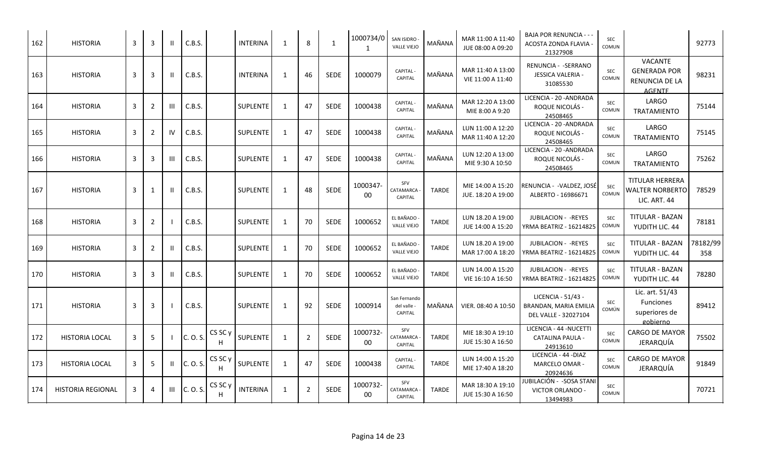| 162 | HISTORIA | 3 | 3 | II | C.B.S. | | INTERINA | 1 | 8 | 1 | 1000734/0 1 | SAN ISIDRO - VALLE VIEJO | MAÑANA | MAR 11:00 A 11:40 JUE 08:00 A 09:20 | BAJA POR RENUNCIA - - - ACOSTA ZONDA FLAVIA - 21327908 | SEC COMUN | | 92773 |
|---|---|---|---|---|---|---|---|---|---|---|---|---|---|---|---|---|---|---|
| 163 | HISTORIA | 3 | 3 | II | C.B.S. | | INTERINA | 1 | 46 | SEDE | 1000079 | CAPITAL - CAPITAL | MAÑANA | MAR 11:40 A 13:00 VIE 11:00 A 11:40 | RENUNCIA - -SERRANO JESSICA VALERIA - 31085530 | SEC COMUN | VACANTE GENERADA POR RENUNCIA DE LA AGENTE | 98231 |
| 164 | HISTORIA | 3 | 2 | III | C.B.S. | | SUPLENTE | 1 | 47 | SEDE | 1000438 | CAPITAL - CAPITAL | MAÑANA | MAR 12:20 A 13:00 MIE 8:00 A 9:20 | LICENCIA - 20 -ANDRADA ROQUE NICOLÁS - 24508465 | SEC COMUN | LARGO TRATAMIENTO | 75144 |
| 165 | HISTORIA | 3 | 2 | IV | C.B.S. | | SUPLENTE | 1 | 47 | SEDE | 1000438 | CAPITAL - CAPITAL | MAÑANA | LUN 11:00 A 12:20 MAR 11:40 A 12:20 | LICENCIA - 20 -ANDRADA ROQUE NICOLÁS - 24508465 | SEC COMUN | LARGO TRATAMIENTO | 75145 |
| 166 | HISTORIA | 3 | 3 | III | C.B.S. | | SUPLENTE | 1 | 47 | SEDE | 1000438 | CAPITAL - CAPITAL | MAÑANA | LUN 12:20 A 13:00 MIE 9:30 A 10:50 | LICENCIA - 20 -ANDRADA ROQUE NICOLÁS - 24508465 | SEC COMUN | LARGO TRATAMIENTO | 75262 |
| 167 | HISTORIA | 3 | 1 | II | C.B.S. | | SUPLENTE | 1 | 48 | SEDE | 1000347-00 | SFV CATAMARCA - CAPITAL | TARDE | MIE 14:00 A 15:20 JUE. 18:20 A 19:00 | RENUNCIA - -VALDEZ, JOSÉ ALBERTO - 16986671 | SEC COMUN | TITULAR HERRERA WALTER NORBERTO LIC. ART. 44 | 78529 |
| 168 | HISTORIA | 3 | 2 | I | C.B.S. | | SUPLENTE | 1 | 70 | SEDE | 1000652 | EL BAÑADO - VALLE VIEJO | TARDE | LUN 18.20 A 19:00 JUE 14:00 A 15:20 | JUBILACION - -REYES YRMA BEATRIZ - 16214825 | SEC COMUN | TITULAR - BAZAN YUDITH LIC. 44 | 78181 |
| 169 | HISTORIA | 3 | 2 | II | C.B.S. | | SUPLENTE | 1 | 70 | SEDE | 1000652 | EL BAÑADO - VALLE VIEJO | TARDE | LUN 18.20 A 19:00 MAR 17:00 A 18:20 | JUBILACION - -REYES YRMA BEATRIZ - 16214825 | SEC COMUN | TITULAR - BAZAN YUDITH LIC. 44 | 78182/99358 |
| 170 | HISTORIA | 3 | 3 | II | C.B.S. | | SUPLENTE | 1 | 70 | SEDE | 1000652 | EL BAÑADO - VALLE VIEJO | TARDE | LUN 14.00 A 15:20 VIE 16:10 A 16:50 | JUBILACION - -REYES YRMA BEATRIZ - 16214825 | SEC COMUN | TITULAR - BAZAN YUDITH LIC. 44 | 78280 |
| 171 | HISTORIA | 3 | 3 | I | C.B.S. | | SUPLENTE | 1 | 92 | SEDE | 1000914 | San Fernando del valle - CAPITAL | MAÑANA | VIER. 08:40 A 10:50 | LICENCIA - 51/43 - BRANDAN, MARIA EMILIA DEL VALLE - 32027104 | SEC COMÚN | Lic. art. 51/43 Funciones superiores de gobierno | 89412 |
| 172 | HISTORIA LOCAL | 3 | 5 | I | C. O. S. | CS SC y H | SUPLENTE | 1 | 2 | SEDE | 1000732-00 | SFV CATAMARCA - CAPITAL | TARDE | MIE 18:30 A 19:10 JUE 15:30 A 16:50 | LICENCIA - 44 -NUCETTI CATALINA PAULA - 24913610 | SEC COMUN | CARGO DE MAYOR JERARQUÍA | 75502 |
| 173 | HISTORIA LOCAL | 3 | 5 | II | C. O. S. | CS SC y H | SUPLENTE | 1 | 47 | SEDE | 1000438 | CAPITAL - CAPITAL | TARDE | LUN 14:00 A 15:20 MIE 17:40 A 18:20 | LICENCIA - 44 -DIAZ MARCELO OMAR - 20924636 | SEC COMUN | CARGO DE MAYOR JERARQUÍA | 91849 |
| 174 | HISTORIA REGIONAL | 3 | 4 | III | C. O. S. | CS SC y H | INTERINA | 1 | 2 | SEDE | 1000732-00 | SFV CATAMARCA - CAPITAL | TARDE | MAR 18:30 A 19:10 JUE 15:30 A 16:50 | JUBILACIÓN - -SOSA STANI VICTOR ORLANDO - 13494983 | SEC COMUN | | 70721 |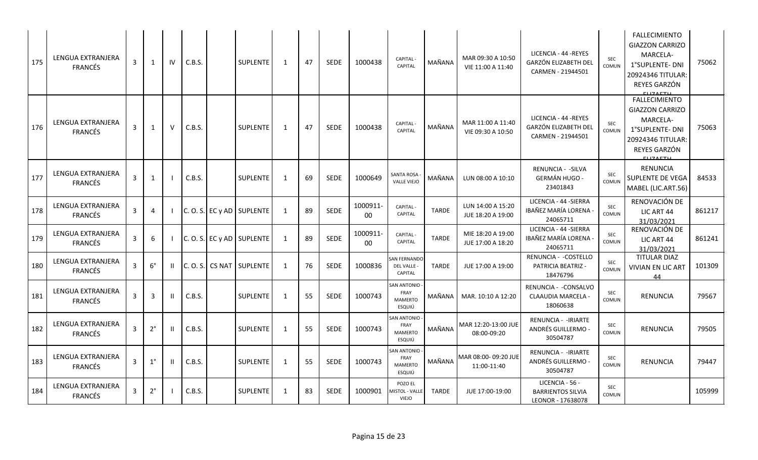| 175 | LENGUA EXTRANJERA FRANCÉS | 3 | 1 | IV | C.B.S. | | SUPLENTE | 1 | 47 | SEDE | 1000438 | CAPITAL - CAPITAL | MAÑANA | MAR 09:30 A 10:50 VIE 11:00 A 11:40 | LICENCIA - 44 -REYES GARZÓN ELIZABETH DEL CARMEN - 21944501 | SEC COMUN | FALLECIMIENTO GIAZZON CARRIZO MARCELA- 1°SUPLENTE- DNI 20924346 TITULAR: REYES GARZÓN ELIZABETH | 75062 |
|---|---|---|---|---|---|---|---|---|---|---|---|---|---|---|---|---|---|---|
| 176 | LENGUA EXTRANJERA FRANCÉS | 3 | 1 | V | C.B.S. | | SUPLENTE | 1 | 47 | SEDE | 1000438 | CAPITAL - CAPITAL | MAÑANA | MAR 11:00 A 11:40 VIE 09:30 A 10:50 | LICENCIA - 44 -REYES GARZÓN ELIZABETH DEL CARMEN - 21944501 | SEC COMUN | FALLECIMIENTO GIAZZON CARRIZO MARCELA- 1°SUPLENTE- DNI 20924346 TITULAR: REYES GARZÓN ELIZABETH | 75063 |
| 177 | LENGUA EXTRANJERA FRANCÉS | 3 | 1 | I | C.B.S. | | SUPLENTE | 1 | 69 | SEDE | 1000649 | SANTA ROSA - VALLE VIEJO | MAÑANA | LUN 08:00 A 10:10 | RENUNCIA - -SILVA GERMÁN HUGO - 23401843 | SEC COMUN | RENUNCIA SUPLENTE DE VEGA MABEL (LIC.ART.56) | 84533 |
| 178 | LENGUA EXTRANJERA FRANCÉS | 3 | 4 | I | C. O. S. | EC y AD | SUPLENTE | 1 | 89 | SEDE | 1000911-00 | CAPITAL - CAPITAL | TARDE | LUN 14:00 A 15:20 JUE 18:20 A 19:00 | LICENCIA - 44 -SIERRA IBAÑEZ MARÍA LORENA - 24065711 | SEC COMUN | RENOVACIÓN DE LIC ART 44 31/03/2021 | 861217 |
| 179 | LENGUA EXTRANJERA FRANCÉS | 3 | 6 | I | C. O. S. | EC y AD | SUPLENTE | 1 | 89 | SEDE | 1000911-00 | CAPITAL - CAPITAL | TARDE | MIE 18:20 A 19:00 JUE 17:00 A 18:20 | LICENCIA - 44 -SIERRA IBAÑEZ MARÍA LORENA - 24065711 | SEC COMUN | RENOVACIÓN DE LIC ART 44 31/03/2021 | 861241 |
| 180 | LENGUA EXTRANJERA FRANCÉS | 3 | 6° | II | C. O. S. | CS NAT | SUPLENTE | 1 | 76 | SEDE | 1000836 | SAN FERNANDO DEL VALLE - CAPITAL | TARDE | JUE 17:00 A 19:00 | RENUNCIA - -COSTELLO PATRICIA BEATRIZ - 18476796 | SEC COMUN | TITULAR DIAZ VIVIAN EN LIC ART 44 | 101309 |
| 181 | LENGUA EXTRANJERA FRANCÉS | 3 | 3 | II | C.B.S. | | SUPLENTE | 1 | 55 | SEDE | 1000743 | SAN ANTONIO - FRAY MAMERTO ESQUIÚ | MAÑANA | MAR. 10:10 A 12:20 | RENUNCIA - -CONSALVO CLAUDIA MARCELA - 18060638 | SEC COMUN | RENUNCIA | 79567 |
| 182 | LENGUA EXTRANJERA FRANCÉS | 3 | 2° | II | C.B.S. | | SUPLENTE | 1 | 55 | SEDE | 1000743 | SAN ANTONIO - FRAY MAMERTO ESQUIÚ | MAÑANA | MAR 12:20-13:00 JUE 08:00-09:20 | RENUNCIA - -IRIARTE ANDRÉS GUILLERMO - 30504787 | SEC COMUN | RENUNCIA | 79505 |
| 183 | LENGUA EXTRANJERA FRANCÉS | 3 | 1° | II | C.B.S. | | SUPLENTE | 1 | 55 | SEDE | 1000743 | SAN ANTONIO - FRAY MAMERTO ESQUIÚ | MAÑANA | MAR 08:00- 09:20 JUE 11:00-11:40 | RENUNCIA - -IRIARTE ANDRÉS GUILLERMO - 30504787 | SEC COMUN | RENUNCIA | 79447 |
| 184 | LENGUA EXTRANJERA FRANCÉS | 3 | 2° | I | C.B.S. | | SUPLENTE | 1 | 83 | SEDE | 1000901 | POZO EL MISTOL - VALLE VIEJO | TARDE | JUE 17:00-19:00 | LICENCIA - 56 - BARRIENTOS SILVIA LEONOR - 17638078 | SEC COMUN | | 105999 |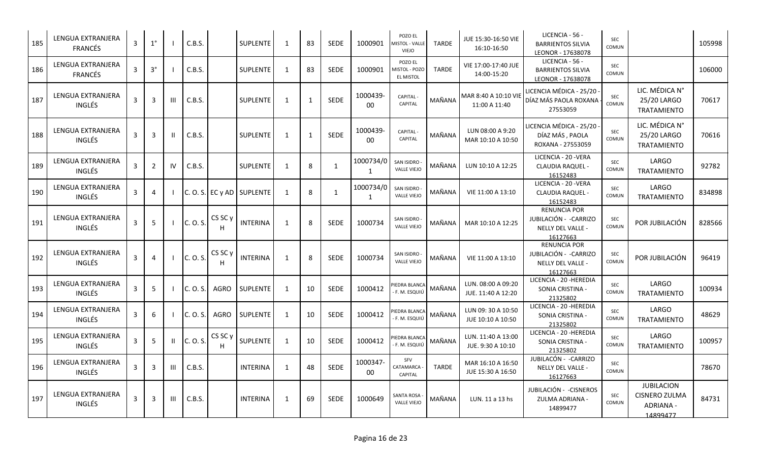| 185 | LENGUA EXTRANJERA FRANCÉS | 3 | 1° | I | C.B.S. | | SUPLENTE | 1 | 83 | SEDE | 1000901 | POZO EL MISTOL - VALLE VIEJO | TARDE | JUE 15:30-16:50 VIE 16:10-16:50 | LICENCIA - 56 - BARRIENTOS SILVIA LEONOR - 17638078 | SEC COMUN | | 105998 |
|---|---|---|---|---|---|---|---|---|---|---|---|---|---|---|---|---|---|---|
| 186 | LENGUA EXTRANJERA FRANCÉS | 3 | 3° | I | C.B.S. | | SUPLENTE | 1 | 83 | SEDE | 1000901 | POZO EL MISTOL - POZO EL MISTOL | TARDE | VIE 17:00-17:40 JUE 14:00-15:20 | LICENCIA - 56 - BARRIENTOS SILVIA LEONOR - 17638078 | SEC COMUN | | 106000 |
| 187 | LENGUA EXTRANJERA INGLÉS | 3 | 3 | III | C.B.S. | | SUPLENTE | 1 | 1 | SEDE | 1000439-00 | CAPITAL - CAPITAL | MAÑANA | MAR 8:40 A 10:10 VIE 11:00 A 11:40 | LICENCIA MÉDICA - 25/20 - DÍAZ MÁS PAOLA ROXANA - 27553059 | SEC COMUN | LIC. MÉDICA N° 25/20 LARGO TRATAMIENTO | 70617 |
| 188 | LENGUA EXTRANJERA INGLÉS | 3 | 3 | II | C.B.S. | | SUPLENTE | 1 | 1 | SEDE | 1000439-00 | CAPITAL - CAPITAL | MAÑANA | LUN 08:00 A 9:20 MAR 10:10 A 10:50 | LICENCIA MÉDICA - 25/20 - DÍAZ MÁS , PAOLA ROXANA - 27553059 | SEC COMUN | LIC. MÉDICA N° 25/20 LARGO TRATAMIENTO | 70616 |
| 189 | LENGUA EXTRANJERA INGLÉS | 3 | 2 | IV | C.B.S. | | SUPLENTE | 1 | 8 | 1 | 1000734/01 | SAN ISIDRO - VALLE VIEJO | MAÑANA | LUN 10:10 A 12:25 | LICENCIA - 20 -VERA CLAUDIA RAQUEL - 16152483 | SEC COMUN | LARGO TRATAMIENTO | 92782 |
| 190 | LENGUA EXTRANJERA INGLÉS | 3 | 4 | I | C. O. S. | EC y AD | SUPLENTE | 1 | 8 | 1 | 1000734/01 | SAN ISIDRO - VALLE VIEJO | MAÑANA | VIE 11:00 A 13:10 | LICENCIA - 20 -VERA CLAUDIA RAQUEL - 16152483 | SEC COMUN | LARGO TRATAMIENTO | 834898 |
| 191 | LENGUA EXTRANJERA INGLÉS | 3 | 5 | I | C. O. S. | CS SC y H | INTERINA | 1 | 8 | SEDE | 1000734 | SAN ISIDRO - VALLE VIEJO | MAÑANA | MAR 10:10 A 12:25 | RENUNCIA POR JUBILACIÓN - -CARRIZO NELLY DEL VALLE - 16127663 | SEC COMUN | POR JUBILACIÓN | 828566 |
| 192 | LENGUA EXTRANJERA INGLÉS | 3 | 4 | I | C. O. S. | CS SC y H | INTERINA | 1 | 8 | SEDE | 1000734 | SAN ISIDRO - VALLE VIEJO | MAÑANA | VIE 11:00 A 13:10 | RENUNCIA POR JUBILACIÓN - -CARRIZO NELLY DEL VALLE - 16127663 | SEC COMUN | POR JUBILACIÓN | 96419 |
| 193 | LENGUA EXTRANJERA INGLÉS | 3 | 5 | I | C. O. S. | AGRO | SUPLENTE | 1 | 10 | SEDE | 1000412 | PIEDRA BLANCA - F. M. ESQUIÚ | MAÑANA | LUN. 08:00 A 09:20 JUE. 11:40 A 12:20 | LICENCIA - 20 -HEREDIA SONIA CRISTINA - 21325802 | SEC COMUN | LARGO TRATAMIENTO | 100934 |
| 194 | LENGUA EXTRANJERA INGLÉS | 3 | 6 | I | C. O. S. | AGRO | SUPLENTE | 1 | 10 | SEDE | 1000412 | PIEDRA BLANCA - F. M. ESQUIÚ | MAÑANA | LUN 09: 30 A 10:50 JUE 10:10 A 10:50 | LICENCIA - 20 -HEREDIA SONIA CRISTINA - 21325802 | SEC COMUN | LARGO TRATAMIENTO | 48629 |
| 195 | LENGUA EXTRANJERA INGLÉS | 3 | 5 | II | C. O. S. | CS SC y H | SUPLENTE | 1 | 10 | SEDE | 1000412 | PIEDRA BLANCA - F. M. ESQUIÚ | MAÑANA | LUN. 11:40 A 13:00 JUE. 9:30 A 10:10 | LICENCIA - 20 -HEREDIA SONIA CRISTINA - 21325802 | SEC COMUN | LARGO TRATAMIENTO | 100957 |
| 196 | LENGUA EXTRANJERA INGLÉS | 3 | 3 | III | C.B.S. | | INTERINA | 1 | 48 | SEDE | 1000347-00 | SFV CATAMARCA - CAPITAL | TARDE | MAR 16:10 A 16:50 JUE 15:30 A 16:50 | JUBILACÓN - -CARRIZO NELLY DEL VALLE - 16127663 | SEC COMUN | | 78670 |
| 197 | LENGUA EXTRANJERA INGLÉS | 3 | 3 | III | C.B.S. | | INTERINA | 1 | 69 | SEDE | 1000649 | SANTA ROSA - VALLE VIEJO | MAÑANA | LUN. 11 a 13 hs | JUBILACIÓN - -CISNEROS ZULMA ADRIANA - 14899477 | SEC COMUN | JUBILACION CISNERO ZULMA ADRIANA - 14899477 | 84731 |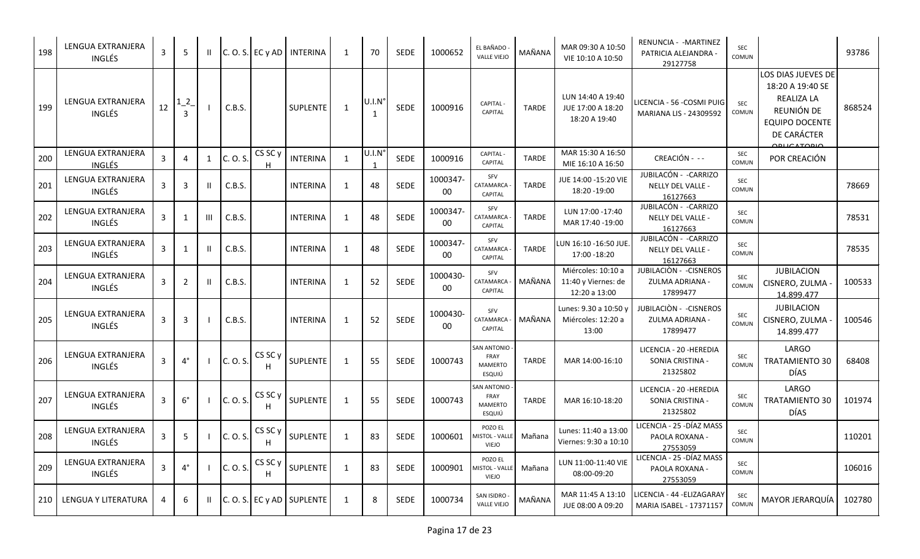| 198 | LENGUA EXTRANJERA INGLÉS | 3 | 5 | II | C. O. S. | EC y AD | INTERINA | 1 | 70 | SEDE | 1000652 | EL BAÑADO - VALLE VIEJO | MAÑANA | MAR 09:30 A 10:50 VIE 10:10 A 10:50 | RENUNCIA - -MARTINEZ PATRICIA ALEJANDRA - 29127758 | SEC COMUN | | 93786 |
|---|---|---|---|---|---|---|---|---|---|---|---|---|---|---|---|---|---|---|
| 199 | LENGUA EXTRANJERA INGLÉS | 12 | 1_2_3 | I | C.B.S. | | SUPLENTE | 1 | U.I.N° 1 | SEDE | 1000916 | CAPITAL - CAPITAL | TARDE | LUN 14:40 A 19:40 JUE 17:00 A 18:20 18:20 A 19:40 | LICENCIA - 56 -COSMI PUIG MARIANA LIS - 24309592 | SEC COMUN | LOS DIAS JUEVES DE 18:20 A 19:40 SE REALIZA LA REUNIÓN DE EQUIPO DOCENTE DE CARÁCTER OBLIGATORIO | 868524 |
| 200 | LENGUA EXTRANJERA INGLÉS | 3 | 4 | 1 | C. O. S. | CS SC y H | INTERINA | 1 | U.I.N° 1 | SEDE | 1000916 | CAPITAL - CAPITAL | TARDE | MAR 15:30 A 16:50 MIE 16:10 A 16:50 | CREACIÓN - - - | SEC COMUN | POR CREACIÓN | |
| 201 | LENGUA EXTRANJERA INGLÉS | 3 | 3 | II | C.B.S. | | INTERINA | 1 | 48 | SEDE | 1000347-00 | SFV CATAMARCA - CAPITAL | TARDE | JUE 14:00 -15:20 VIE 18:20 -19:00 | JUBILACÓN - -CARRIZO NELLY DEL VALLE - 16127663 | SEC COMUN | | 78669 |
| 202 | LENGUA EXTRANJERA INGLÉS | 3 | 1 | III | C.B.S. | | INTERINA | 1 | 48 | SEDE | 1000347-00 | SFV CATAMARCA - CAPITAL | TARDE | LUN 17:00 -17:40 MAR 17:40 -19:00 | JUBILACÓN - -CARRIZO NELLY DEL VALLE - 16127663 | SEC COMUN | | 78531 |
| 203 | LENGUA EXTRANJERA INGLÉS | 3 | 1 | II | C.B.S. | | INTERINA | 1 | 48 | SEDE | 1000347-00 | SFV CATAMARCA - CAPITAL | TARDE | LUN 16:10 -16:50 JUE. 17:00 -18:20 | JUBILACÓN - -CARRIZO NELLY DEL VALLE - 16127663 | SEC COMUN | | 78535 |
| 204 | LENGUA EXTRANJERA INGLÉS | 3 | 2 | II | C.B.S. | | INTERINA | 1 | 52 | SEDE | 1000430-00 | SFV CATAMARCA - CAPITAL | MAÑANA | Miércoles: 10:10 a 11:40 y Viernes: de 12:20 a 13:00 | JUBILACIÒN - -CISNEROS ZULMA ADRIANA - 17899477 | SEC COMUN | JUBILACION CISNERO, ZULMA - 14.899.477 | 100533 |
| 205 | LENGUA EXTRANJERA INGLÉS | 3 | 3 | I | C.B.S. | | INTERINA | 1 | 52 | SEDE | 1000430-00 | SFV CATAMARCA - CAPITAL | MAÑANA | Lunes: 9.30 a 10:50 y Miércoles: 12:20 a 13:00 | JUBILACIÒN - -CISNEROS ZULMA ADRIANA - 17899477 | SEC COMUN | JUBILACION CISNERO, ZULMA - 14.899.477 | 100546 |
| 206 | LENGUA EXTRANJERA INGLÉS | 3 | 4° | I | C. O. S. | CS SC y H | SUPLENTE | 1 | 55 | SEDE | 1000743 | SAN ANTONIO - FRAY MAMERTO ESQUIÚ | TARDE | MAR 14:00-16:10 | LICENCIA - 20 -HEREDIA SONIA CRISTINA - 21325802 | SEC COMUN | LARGO TRATAMIENTO 30 DÍAS | 68408 |
| 207 | LENGUA EXTRANJERA INGLÉS | 3 | 6° | I | C. O. S. | CS SC y H | SUPLENTE | 1 | 55 | SEDE | 1000743 | SAN ANTONIO - FRAY MAMERTO ESQUIÚ | TARDE | MAR 16:10-18:20 | LICENCIA - 20 -HEREDIA SONIA CRISTINA - 21325802 | SEC COMUN | LARGO TRATAMIENTO 30 DÍAS | 101974 |
| 208 | LENGUA EXTRANJERA INGLÉS | 3 | 5 | I | C. O. S. | CS SC y H | SUPLENTE | 1 | 83 | SEDE | 1000601 | POZO EL MISTOL - VALLE VIEJO | Mañana | Lunes: 11:40 a 13:00 Viernes: 9:30 a 10:10 | LICENCIA - 25 -DÍAZ MASS PAOLA ROXANA - 27553059 | SEC COMUN | | 110201 |
| 209 | LENGUA EXTRANJERA INGLÉS | 3 | 4° | I | C. O. S. | CS SC y H | SUPLENTE | 1 | 83 | SEDE | 1000901 | POZO EL MISTOL - VALLE VIEJO | Mañana | LUN 11:00-11:40 VIE 08:00-09:20 | LICENCIA - 25 -DÍAZ MASS PAOLA ROXANA - 27553059 | SEC COMUN | | 106016 |
| 210 | LENGUA Y LITERATURA | 4 | 6 | II | C. O. S. | EC y AD | SUPLENTE | 1 | 8 | SEDE | 1000734 | SAN ISIDRO - VALLE VIEJO | MAÑANA | MAR 11:45 A 13:10 JUE 08:00 A 09:20 | LICENCIA - 44 -ELIZAGARAY MARIA ISABEL - 17371157 | SEC COMUN | MAYOR JERARQUÍA | 102780 |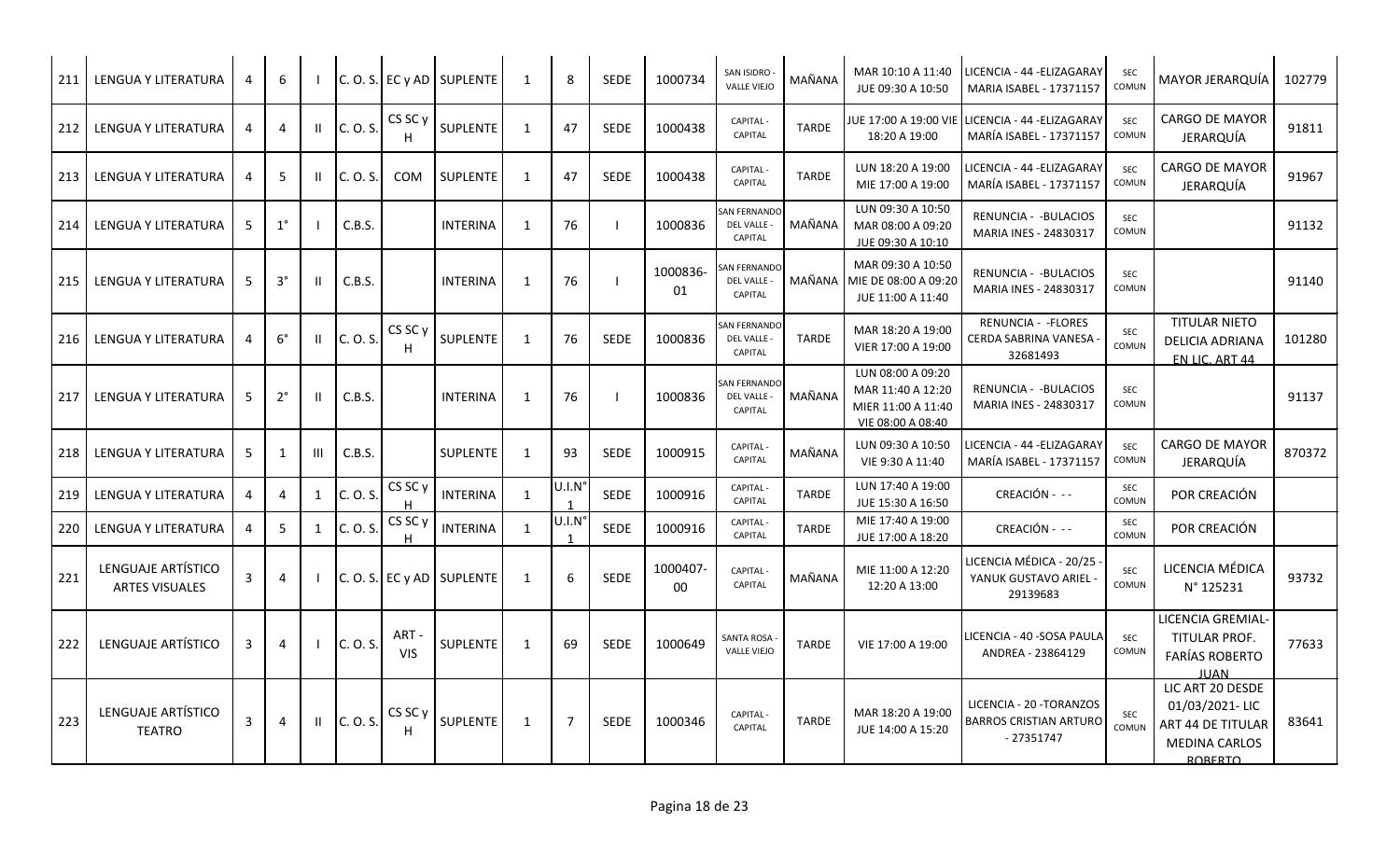| 211 | LENGUA Y LITERATURA | 4 | 6 | I | C. O. S. | EC y AD | SUPLENTE | 1 | 8 | SEDE | 1000734 | SAN ISIDRO - VALLE VIEJO | MAÑANA | MAR 10:10 A 11:40 JUE 09:30 A 10:50 | LICENCIA - 44 -ELIZAGARAY MARIA ISABEL - 17371157 | SEC COMUN | MAYOR JERARQUÍA | 102779 |
|---|---|---|---|---|---|---|---|---|---|---|---|---|---|---|---|---|---|---|
| 212 | LENGUA Y LITERATURA | 4 | 4 | II | C. O. S. | CS SC y H | SUPLENTE | 1 | 47 | SEDE | 1000438 | CAPITAL - CAPITAL | TARDE | JUE 17:00 A 19:00 VIE 18:20 A 19:00 | LICENCIA - 44 -ELIZAGARAY MARÍA ISABEL - 17371157 | SEC COMUN | CARGO DE MAYOR JERARQUÍA | 91811 |
| 213 | LENGUA Y LITERATURA | 4 | 5 | II | C. O. S. | COM | SUPLENTE | 1 | 47 | SEDE | 1000438 | CAPITAL - CAPITAL | TARDE | LUN 18:20 A 19:00 MIE 17:00 A 19:00 | LICENCIA - 44 -ELIZAGARAY MARÍA ISABEL - 17371157 | SEC COMUN | CARGO DE MAYOR JERARQUÍA | 91967 |
| 214 | LENGUA Y LITERATURA | 5 | 1° | I | C.B.S. | | INTERINA | 1 | 76 | I | 1000836 | SAN FERNANDO DEL VALLE - CAPITAL | MAÑANA | LUN 09:30 A 10:50 MAR 08:00 A 09:20 JUE 09:30 A 10:10 | RENUNCIA - -BULACIOS MARIA INES - 24830317 | SEC COMUN | | 91132 |
| 215 | LENGUA Y LITERATURA | 5 | 3° | II | C.B.S. | | INTERINA | 1 | 76 | I | 1000836-01 | SAN FERNANDO DEL VALLE - CAPITAL | MAÑANA | MAR 09:30 A 10:50 MIE DE 08:00 A 09:20 JUE 11:00 A 11:40 | RENUNCIA - -BULACIOS MARIA INES - 24830317 | SEC COMUN | | 91140 |
| 216 | LENGUA Y LITERATURA | 4 | 6° | II | C. O. S. | CS SC y H | SUPLENTE | 1 | 76 | SEDE | 1000836 | SAN FERNANDO DEL VALLE - CAPITAL | TARDE | MAR 18:20 A 19:00 VIER 17:00 A 19:00 | RENUNCIA - -FLORES CERDA SABRINA VANESA - 32681493 | SEC COMUN | TITULAR NIETO DELICIA ADRIANA EN LIC. ART 44 | 101280 |
| 217 | LENGUA Y LITERATURA | 5 | 2° | II | C.B.S. | | INTERINA | 1 | 76 | I | 1000836 | SAN FERNANDO DEL VALLE - CAPITAL | MAÑANA | LUN 08:00 A 09:20 MAR 11:40 A 12:20 MIER 11:00 A 11:40 VIE 08:00 A 08:40 | RENUNCIA - -BULACIOS MARIA INES - 24830317 | SEC COMUN | | 91137 |
| 218 | LENGUA Y LITERATURA | 5 | 1 | III | C.B.S. | | SUPLENTE | 1 | 93 | SEDE | 1000915 | CAPITAL - CAPITAL | MAÑANA | LUN 09:30 A 10:50 VIE 9:30 A 11:40 | LICENCIA - 44 -ELIZAGARAY MARÍA ISABEL - 17371157 | SEC COMUN | CARGO DE MAYOR JERARQUÍA | 870372 |
| 219 | LENGUA Y LITERATURA | 4 | 4 | 1 | C. O. S. | CS SC y H | INTERINA | 1 | U.I.N° 1 | SEDE | 1000916 | CAPITAL - CAPITAL | TARDE | LUN 17:40 A 19:00 JUE 15:30 A 16:50 | CREACIÓN - - - | SEC COMUN | POR CREACIÓN | |
| 220 | LENGUA Y LITERATURA | 4 | 5 | 1 | C. O. S. | CS SC y H | INTERINA | 1 | U.I.N° 1 | SEDE | 1000916 | CAPITAL - CAPITAL | TARDE | MIE 17:40 A 19:00 JUE 17:00 A 18:20 | CREACIÓN - - - | SEC COMUN | POR CREACIÓN | |
| 221 | LENGUAJE ARTÍSTICO ARTES VISUALES | 3 | 4 | I | C. O. S. | EC y AD | SUPLENTE | 1 | 6 | SEDE | 1000407-00 | CAPITAL - CAPITAL | MAÑANA | MIE 11:00 A 12:20 12:20 A 13:00 | LICENCIA MÉDICA - 20/25 - YANUK GUSTAVO ARIEL - 29139683 | SEC COMUN | LICENCIA MÉDICA N° 125231 | 93732 |
| 222 | LENGUAJE ARTÍSTICO | 3 | 4 | I | C. O. S. | ART - VIS | SUPLENTE | 1 | 69 | SEDE | 1000649 | SANTA ROSA - VALLE VIEJO | TARDE | VIE 17:00 A 19:00 | LICENCIA - 40 -SOSA PAULA ANDREA - 23864129 | SEC COMUN | LICENCIA GREMIAL- TITULAR PROF. FARÍAS ROBERTO JUAN | 77633 |
| 223 | LENGUAJE ARTÍSTICO TEATRO | 3 | 4 | II | C. O. S. | CS SC y H | SUPLENTE | 1 | 7 | SEDE | 1000346 | CAPITAL - CAPITAL | TARDE | MAR 18:20 A 19:00 JUE 14:00 A 15:20 | LICENCIA - 20 -TORANZOS BARROS CRISTIAN ARTURO - 27351747 | SEC COMUN | LIC ART 20 DESDE 01/03/2021- LIC ART 44 DE TITULAR MEDINA CARLOS ROBERTO | 83641 |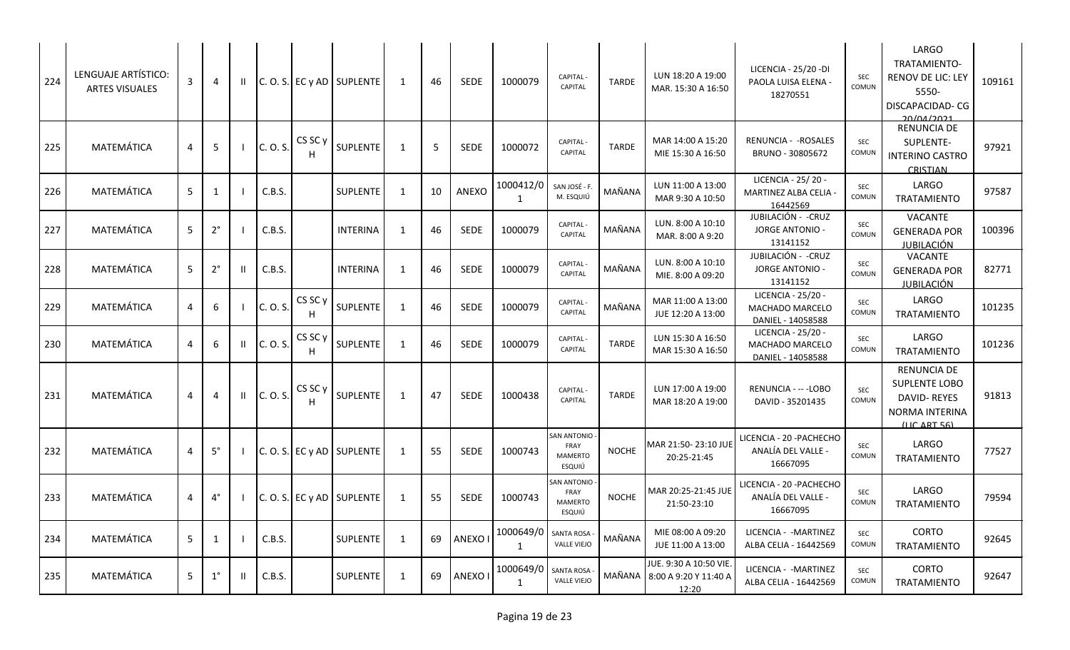| 224 | LENGUAJE ARTÍSTICO: ARTES VISUALES | 3 | 4 | II | C. O. S. | EC y AD | SUPLENTE | 1 | 46 | SEDE | 1000079 | CAPITAL - CAPITAL | TARDE | LUN 18:20 A 19:00 MAR. 15:30 A 16:50 | LICENCIA - 25/20 -DI PAOLA LUISA ELENA - 18270551 | SEC COMUN | LARGO TRATAMIENTO- RENOV DE LIC: LEY 5550- DISCAPACIDAD- CG 20/04/2021 | 109161 |
|---|---|---|---|---|---|---|---|---|---|---|---|---|---|---|---|---|---|---|
| 225 | MATEMÁTICA | 4 | 5 | I | C. O. S. | CS SC y H | SUPLENTE | 1 | 5 | SEDE | 1000072 | CAPITAL - CAPITAL | TARDE | MAR 14:00 A 15:20 MIE 15:30 A 16:50 | RENUNCIA - -ROSALES BRUNO - 30805672 | SEC COMUN | RENUNCIA DE SUPLENTE- INTERINO CASTRO CRISTIAN | 97921 |
| 226 | MATEMÁTICA | 5 | 1 | I | C.B.S. | | SUPLENTE | 1 | 10 | ANEXO | 1000412/01 | SAN JOSÉ - F. M. ESQUIÚ | MAÑANA | LUN 11:00 A 13:00 MAR 9:30 A 10:50 | LICENCIA - 25/ 20 - MARTINEZ ALBA CELIA - 16442569 | SEC COMUN | LARGO TRATAMIENTO | 97587 |
| 227 | MATEMÁTICA | 5 | 2° | I | C.B.S. | | INTERINA | 1 | 46 | SEDE | 1000079 | CAPITAL - CAPITAL | MAÑANA | LUN. 8:00 A 10:10 MAR. 8:00 A 9:20 | JUBILACIÓN - -CRUZ JORGE ANTONIO - 13141152 | SEC COMUN | VACANTE GENERADA POR JUBILACIÓN | 100396 |
| 228 | MATEMÁTICA | 5 | 2° | II | C.B.S. | | INTERINA | 1 | 46 | SEDE | 1000079 | CAPITAL - CAPITAL | MAÑANA | LUN. 8:00 A 10:10 MIE. 8:00 A 09:20 | JUBILACIÓN - -CRUZ JORGE ANTONIO - 13141152 | SEC COMUN | VACANTE GENERADA POR JUBILACIÓN | 82771 |
| 229 | MATEMÁTICA | 4 | 6 | I | C. O. S. | CS SC y H | SUPLENTE | 1 | 46 | SEDE | 1000079 | CAPITAL - CAPITAL | MAÑANA | MAR 11:00 A 13:00 JUE 12:20 A 13:00 | LICENCIA - 25/20 - MACHADO MARCELO DANIEL - 14058588 | SEC COMUN | LARGO TRATAMIENTO | 101235 |
| 230 | MATEMÁTICA | 4 | 6 | II | C. O. S. | CS SC y H | SUPLENTE | 1 | 46 | SEDE | 1000079 | CAPITAL - CAPITAL | TARDE | LUN 15:30 A 16:50 MAR 15:30 A 16:50 | LICENCIA - 25/20 - MACHADO MARCELO DANIEL - 14058588 | SEC COMUN | LARGO TRATAMIENTO | 101236 |
| 231 | MATEMÁTICA | 4 | 4 | II | C. O. S. | CS SC y H | SUPLENTE | 1 | 47 | SEDE | 1000438 | CAPITAL - CAPITAL | TARDE | LUN 17:00 A 19:00 MAR 18:20 A 19:00 | RENUNCIA - -- -LOBO DAVID - 35201435 | SEC COMUN | RENUNCIA DE SUPLENTE LOBO DAVID- REYES NORMA INTERINA (LIC ART 56) | 91813 |
| 232 | MATEMÁTICA | 4 | 5° | I | C. O. S. | EC y AD | SUPLENTE | 1 | 55 | SEDE | 1000743 | SAN ANTONIO - FRAY MAMERTO ESQUIÚ | NOCHE | MAR 21:50- 23:10 JUE 20:25-21:45 | LICENCIA - 20 -PACHECHO ANALÍA DEL VALLE - 16667095 | SEC COMUN | LARGO TRATAMIENTO | 77527 |
| 233 | MATEMÁTICA | 4 | 4° | I | C. O. S. | EC y AD | SUPLENTE | 1 | 55 | SEDE | 1000743 | SAN ANTONIO - FRAY MAMERTO ESQUIÚ | NOCHE | MAR 20:25-21:45 JUE 21:50-23:10 | LICENCIA - 20 -PACHECHO ANALÍA DEL VALLE - 16667095 | SEC COMUN | LARGO TRATAMIENTO | 79594 |
| 234 | MATEMÁTICA | 5 | 1 | I | C.B.S. | | SUPLENTE | 1 | 69 | ANEXO I | 1000649/01 | SANTA ROSA - VALLE VIEJO | MAÑANA | MIE 08:00 A 09:20 JUE 11:00 A 13:00 | LICENCIA - -MARTINEZ ALBA CELIA - 16442569 | SEC COMUN | CORTO TRATAMIENTO | 92645 |
| 235 | MATEMÁTICA | 5 | 1° | II | C.B.S. | | SUPLENTE | 1 | 69 | ANEXO I | 1000649/01 | SANTA ROSA - VALLE VIEJO | MAÑANA | JUE. 9:30 A 10:50 VIE. 8:00 A 9:20 Y 11:40 A 12:20 | LICENCIA - -MARTINEZ ALBA CELIA - 16442569 | SEC COMUN | CORTO TRATAMIENTO | 92647 |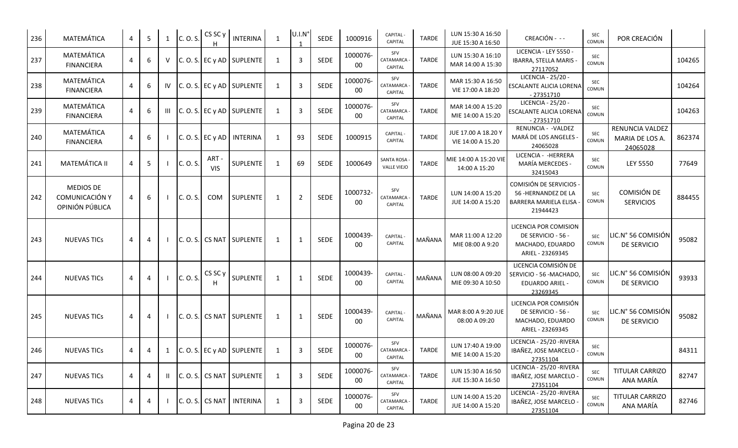| 236 | MATEMÁTICA | 4 | 5 | 1 | C. O. S. | CS SC y H | INTERINA | 1 | U.I.N° 1 | SEDE | 1000916 | CAPITAL - CAPITAL | TARDE | LUN 15:30 A 16:50 JUE 15:30 A 16:50 | CREACIÓN - - - | SEC COMUN | POR CREACIÓN | |
|---|---|---|---|---|---|---|---|---|---|---|---|---|---|---|---|---|---|---|
| 237 | MATEMÁTICA FINANCIERA | 4 | 6 | V | C. O. S. | EC y AD | SUPLENTE | 1 | 3 | SEDE | 1000076-00 | SFV CATAMARCA - CAPITAL | TARDE | LUN 15:30 A 16:10 MAR 14:00 A 15:30 | LICENCIA - LEY 5550 - IBARRA, STELLA MARIS - 27117052 | SEC COMUN | | 104265 |
| 238 | MATEMÁTICA FINANCIERA | 4 | 6 | IV | C. O. S. | EC y AD | SUPLENTE | 1 | 3 | SEDE | 1000076-00 | SFV CATAMARCA - CAPITAL | TARDE | MAR 15:30 A 16:50 VIE 17:00 A 18:20 | LICENCIA - 25/20 - ESCALANTE ALICIA LORENA - 27351710 | SEC COMUN | | 104264 |
| 239 | MATEMÁTICA FINANCIERA | 4 | 6 | III | C. O. S. | EC y AD | SUPLENTE | 1 | 3 | SEDE | 1000076-00 | SFV CATAMARCA - CAPITAL | TARDE | MAR 14:00 A 15:20 MIE 14:00 A 15:20 | LICENCIA - 25/20 - ESCALANTE ALICIA LORENA - 27351710 | SEC COMUN | | 104263 |
| 240 | MATEMÁTICA FINANCIERA | 4 | 6 | I | C. O. S. | EC y AD | INTERINA | 1 | 93 | SEDE | 1000915 | CAPITAL - CAPITAL | TARDE | JUE 17.00 A 18.20 Y VIE 14:00 A 15.20 | RENUNCIA - -VALDEZ MARÁ DE LOS ANGELES - 24065028 | SEC COMUN | RENUNCIA VALDEZ MARIA DE LOS A. 24065028 | 862374 |
| 241 | MATEMÁTICA II | 4 | 5 | I | C. O. S. | ART - VIS | SUPLENTE | 1 | 69 | SEDE | 1000649 | SANTA ROSA - VALLE VIEJO | TARDE | MIE 14:00 A 15:20 VIE 14:00 A 15:20 | LICENCIA - -HERRERA MARÍA MERCEDES - 32415043 | SEC COMUN | LEY 5550 | 77649 |
| 242 | MEDIOS DE COMUNICACIÓN Y OPINIÓN PÚBLICA | 4 | 6 | I | C. O. S. | COM | SUPLENTE | 1 | 2 | SEDE | 1000732-00 | SFV CATAMARCA - CAPITAL | TARDE | LUN 14:00 A 15:20 JUE 14:00 A 15:20 | COMISIÓN DE SERVICIOS - 56 -HERNANDEZ DE LA BARRERA MARIELA ELISA - 21944423 | SEC COMUN | COMISIÓN DE SERVICIOS | 884455 |
| 243 | NUEVAS TICs | 4 | 4 | I | C. O. S. | CS NAT | SUPLENTE | 1 | 1 | SEDE | 1000439-00 | CAPITAL - CAPITAL | MAÑANA | MAR 11:00 A 12:20 MIE 08:00 A 9:20 | LICENCIA POR COMISION DE SERVICIO - 56 - MACHADO, EDUARDO ARIEL - 23269345 | SEC COMUN | LIC.N° 56 COMISIÓN DE SERVICIO | 95082 |
| 244 | NUEVAS TICs | 4 | 4 | I | C. O. S. | CS SC y H | SUPLENTE | 1 | 1 | SEDE | 1000439-00 | CAPITAL - CAPITAL | MAÑANA | LUN 08:00 A 09:20 MIE 09:30 A 10:50 | LICENCIA COMISIÓN DE SERVICIO - 56 -MACHADO, EDUARDO ARIEL - 23269345 | SEC COMUN | LIC.N° 56 COMISIÓN DE SERVICIO | 93933 |
| 245 | NUEVAS TICs | 4 | 4 | I | C. O. S. | CS NAT | SUPLENTE | 1 | 1 | SEDE | 1000439-00 | CAPITAL - CAPITAL | MAÑANA | MAR 8:00 A 9:20 JUE 08:00 A 09:20 | LICENCIA POR COMISIÓN DE SERVICIO - 56 - MACHADO, EDUARDO ARIEL - 23269345 | SEC COMUN | LIC.N° 56 COMISIÓN DE SERVICIO | 95082 |
| 246 | NUEVAS TICs | 4 | 4 | 1 | C. O. S. | EC y AD | SUPLENTE | 1 | 3 | SEDE | 1000076-00 | SFV CATAMARCA - CAPITAL | TARDE | LUN 17:40 A 19:00 MIE 14:00 A 15:20 | LICENCIA - 25/20 -RIVERA IBAÑEZ, JOSE MARCELO - 27351104 | SEC COMUN | | 84311 |
| 247 | NUEVAS TICs | 4 | 4 | II | C. O. S. | CS NAT | SUPLENTE | 1 | 3 | SEDE | 1000076-00 | SFV CATAMARCA - CAPITAL | TARDE | LUN 15:30 A 16:50 JUE 15:30 A 16:50 | LICENCIA - 25/20 -RIVERA IBAÑEZ, JOSE MARCELO - 27351104 | SEC COMUN | TITULAR CARRIZO ANA MARÍA | 82747 |
| 248 | NUEVAS TICs | 4 | 4 | I | C. O. S. | CS NAT | INTERINA | 1 | 3 | SEDE | 1000076-00 | SFV CATAMARCA - CAPITAL | TARDE | LUN 14:00 A 15:20 JUE 14:00 A 15:20 | LICENCIA - 25/20 -RIVERA IBAÑEZ, JOSE MARCELO - 27351104 | SEC COMUN | TITULAR CARRIZO ANA MARÍA | 82746 |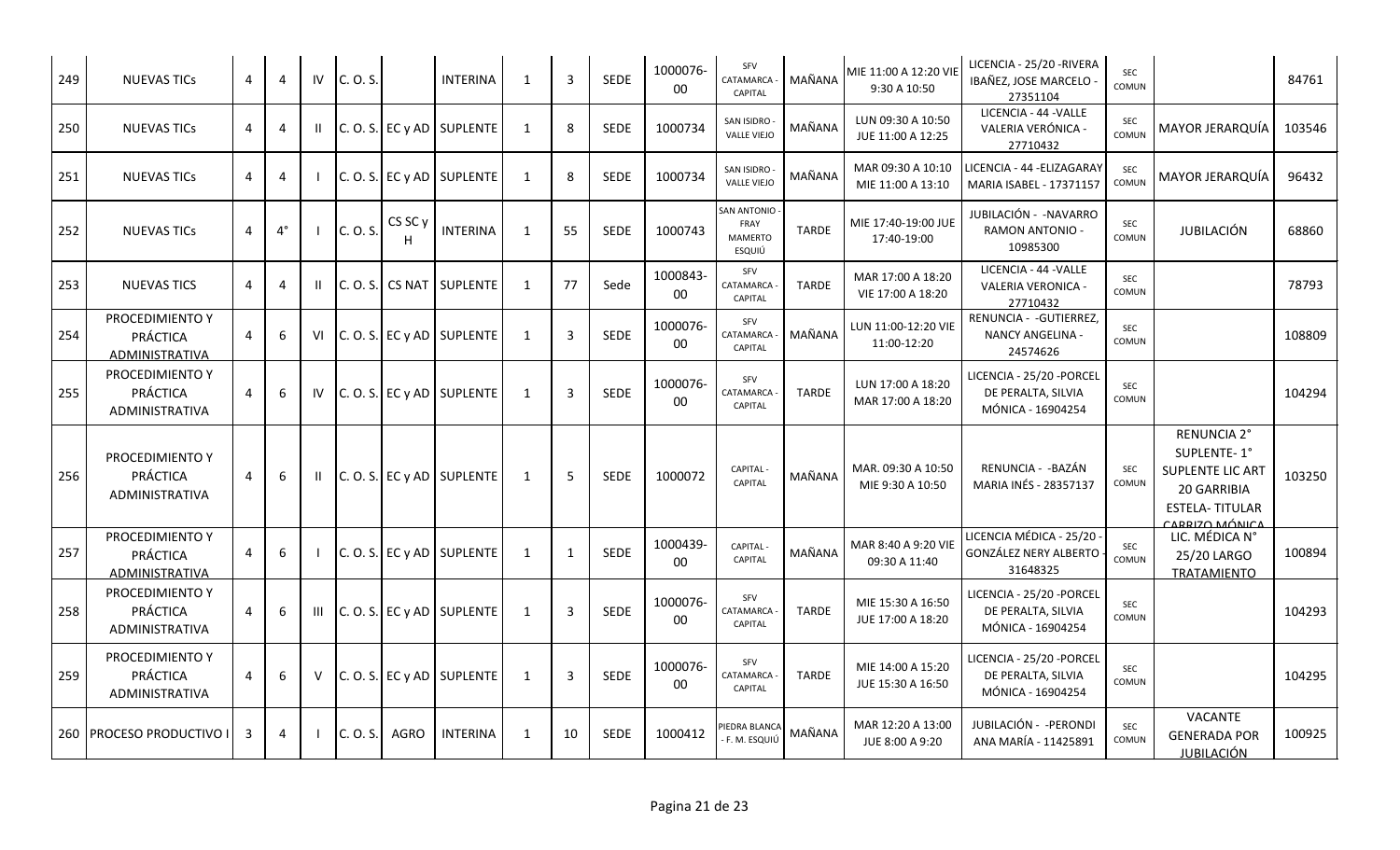| | | | | | | | | | | | | | | | | | | |
|---|---|---|---|---|---|---|---|---|---|---|---|---|---|---|---|---|---|---|
| 249 | NUEVAS TICs | 4 | 4 | IV | C. O. S. | | INTERINA | 1 | 3 | SEDE | 1000076-00 | SFV CATAMARCA - CAPITAL | MAÑANA | MIE 11:00 A 12:20 VIE 9:30 A 10:50 | LICENCIA - 25/20 -RIVERA IBAÑEZ, JOSE MARCELO - 27351104 | SEC COMUN | | 84761 |
| 250 | NUEVAS TICs | 4 | 4 | II | C. O. S. | EC y AD | SUPLENTE | 1 | 8 | SEDE | 1000734 | SAN ISIDRO - VALLE VIEJO | MAÑANA | LUN 09:30 A 10:50 JUE 11:00 A 12:25 | LICENCIA - 44 -VALLE VALERIA VERÓNICA - 27710432 | SEC COMUN | MAYOR JERARQUÍA | 103546 |
| 251 | NUEVAS TICs | 4 | 4 | I | C. O. S. | EC y AD | SUPLENTE | 1 | 8 | SEDE | 1000734 | SAN ISIDRO - VALLE VIEJO | MAÑANA | MAR 09:30 A 10:10 MIE 11:00 A 13:10 | LICENCIA - 44 -ELIZAGARAY MARIA ISABEL - 17371157 | SEC COMUN | MAYOR JERARQUÍA | 96432 |
| 252 | NUEVAS TICs | 4 | 4° | I | C. O. S. | CS SC y H | INTERINA | 1 | 55 | SEDE | 1000743 | SAN ANTONIO - FRAY MAMERTO ESQUIÚ | TARDE | MIE 17:40-19:00 JUE 17:40-19:00 | JUBILACIÓN - -NAVARRO RAMON ANTONIO - 10985300 | SEC COMUN | JUBILACIÓN | 68860 |
| 253 | NUEVAS TICS | 4 | 4 | II | C. O. S. | CS NAT | SUPLENTE | 1 | 77 | Sede | 1000843-00 | SFV CATAMARCA - CAPITAL | TARDE | MAR 17:00 A 18:20 VIE 17:00 A 18:20 | LICENCIA - 44 -VALLE VALERIA VERONICA - 27710432 | SEC COMUN | | 78793 |
| 254 | PROCEDIMIENTO Y PRÁCTICA ADMINISTRATIVA | 4 | 6 | VI | C. O. S. | EC y AD | SUPLENTE | 1 | 3 | SEDE | 1000076-00 | SFV CATAMARCA - CAPITAL | MAÑANA | LUN 11:00-12:20 VIE 11:00-12:20 | RENUNCIA - -GUTIERREZ, NANCY ANGELINA - 24574626 | SEC COMUN | | 108809 |
| 255 | PROCEDIMIENTO Y PRÁCTICA ADMINISTRATIVA | 4 | 6 | IV | C. O. S. | EC y AD | SUPLENTE | 1 | 3 | SEDE | 1000076-00 | SFV CATAMARCA - CAPITAL | TARDE | LUN 17:00 A 18:20 MAR 17:00 A 18:20 | LICENCIA - 25/20 -PORCEL DE PERALTA, SILVIA MÓNICA - 16904254 | SEC COMUN | | 104294 |
| 256 | PROCEDIMIENTO Y PRÁCTICA ADMINISTRATIVA | 4 | 6 | II | C. O. S. | EC y AD | SUPLENTE | 1 | 5 | SEDE | 1000072 | CAPITAL - CAPITAL | MAÑANA | MAR. 09:30 A 10:50 MIE 9:30 A 10:50 | RENUNCIA - -BAZÁN MARIA INÉS - 28357137 | SEC COMUN | RENUNCIA 2° SUPLENTE- 1° SUPLENTE LIC ART 20 GARRIBIA ESTELA- TITULAR CARRIZO MÓNICA | 103250 |
| 257 | PROCEDIMIENTO Y PRÁCTICA ADMINISTRATIVA | 4 | 6 | I | C. O. S. | EC y AD | SUPLENTE | 1 | 1 | SEDE | 1000439-00 | CAPITAL - CAPITAL | MAÑANA | MAR 8:40 A 9:20 VIE 09:30 A 11:40 | LICENCIA MÉDICA - 25/20 -GONZÁLEZ NERY ALBERTO - 31648325 | SEC COMUN | LIC. MÉDICA N° 25/20 LARGO TRATAMIENTO | 100894 |
| 258 | PROCEDIMIENTO Y PRÁCTICA ADMINISTRATIVA | 4 | 6 | III | C. O. S. | EC y AD | SUPLENTE | 1 | 3 | SEDE | 1000076-00 | SFV CATAMARCA - CAPITAL | TARDE | MIE 15:30 A 16:50 JUE 17:00 A 18:20 | LICENCIA - 25/20 -PORCEL DE PERALTA, SILVIA MÓNICA - 16904254 | SEC COMUN | | 104293 |
| 259 | PROCEDIMIENTO Y PRÁCTICA ADMINISTRATIVA | 4 | 6 | V | C. O. S. | EC y AD | SUPLENTE | 1 | 3 | SEDE | 1000076-00 | SFV CATAMARCA - CAPITAL | TARDE | MIE 14:00 A 15:20 JUE 15:30 A 16:50 | LICENCIA - 25/20 -PORCEL DE PERALTA, SILVIA MÓNICA - 16904254 | SEC COMUN | | 104295 |
| 260 | PROCESO PRODUCTIVO I | 3 | 4 | I | C. O. S. | AGRO | INTERINA | 1 | 10 | SEDE | 1000412 | PIEDRA BLANCA - F. M. ESQUIÚ | MAÑANA | MAR 12:20 A 13:00 JUE 8:00 A 9:20 | JUBILACIÓN - -PERONDI ANA MARÍA - 11425891 | SEC COMUN | VACANTE GENERADA POR JUBILACIÓN | 100925 |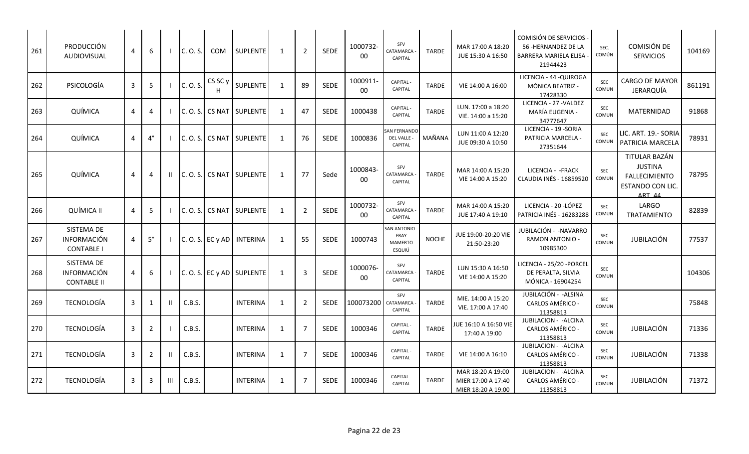| 261 | PRODUCCIÓN AUDIOVISUAL | 4 | 6 | I | C. O. S. | COM | SUPLENTE | 1 | 2 | SEDE | 1000732-00 | SFV CATAMARCA - CAPITAL | TARDE | MAR 17:00 A 18:20 JUE 15:30 A 16:50 | COMISIÓN DE SERVICIOS - 56 -HERNANDEZ DE LA BARRERA MARIELA ELISA - 21944423 | SEC. COMÚN | COMISIÓN DE SERVICIOS | 104169 |
|---|---|---|---|---|---|---|---|---|---|---|---|---|---|---|---|---|---|---|
| 262 | PSICOLOGÍA | 3 | 5 | I | C. O. S. | CS SC y H | SUPLENTE | 1 | 89 | SEDE | 1000911-00 | CAPITAL - CAPITAL | TARDE | VIE 14:00 A 16:00 | LICENCIA - 44 -QUIROGA MÓNICA BEATRIZ - 17428330 | SEC COMUN | CARGO DE MAYOR JERARQUÍA | 861191 |
| 263 | QUÍMICA | 4 | 4 | I | C. O. S. | CS NAT | SUPLENTE | 1 | 47 | SEDE | 1000438 | CAPITAL - CAPITAL | TARDE | LUN. 17:00 a 18:20 VIE. 14:00 a 15:20 | LICENCIA - 27 -VALDEZ MARÍA EUGENIA - 34777647 | SEC COMUN | MATERNIDAD | 91868 |
| 264 | QUÍMICA | 4 | 4° | I | C. O. S. | CS NAT | SUPLENTE | 1 | 76 | SEDE | 1000836 | SAN FERNANDO DEL VALLE - CAPITAL | MAÑANA | LUN 11:00 A 12:20 JUE 09:30 A 10:50 | LICENCIA - 19 -SORIA PATRICIA MARCELA - 27351644 | SEC COMUN | LIC. ART. 19.- SORIA PATRICIA MARCELA | 78931 |
| 265 | QUÍMICA | 4 | 4 | II | C. O. S. | CS NAT | SUPLENTE | 1 | 77 | Sede | 1000843-00 | SFV CATAMARCA - CAPITAL | TARDE | MAR 14:00 A 15:20 VIE 14:00 A 15:20 | LICENCIA - -FRACK CLAUDIA INÉS - 16859520 | SEC COMUN | TITULAR BAZÁN JUSTINA FALLECIMIENTO ESTANDO CON LIC. ART. 44 | 78795 |
| 266 | QUÍMICA II | 4 | 5 | I | C. O. S. | CS NAT | SUPLENTE | 1 | 2 | SEDE | 1000732-00 | SFV CATAMARCA - CAPITAL | TARDE | MAR 14:00 A 15:20 JUE 17:40 A 19:10 | LICENCIA - 20 -LÓPEZ PATRICIA INÉS - 16283288 | SEC COMUN | LARGO TRATAMIENTO | 82839 |
| 267 | SISTEMA DE INFORMACIÓN CONTABLE I | 4 | 5° | I | C. O. S. | EC y AD | INTERINA | 1 | 55 | SEDE | 1000743 | SAN ANTONIO - FRAY MAMERTO ESQUIÚ | NOCHE | JUE 19:00-20:20 VIE 21:50-23:20 | JUBILACIÓN - -NAVARRO RAMON ANTONIO - 10985300 | SEC COMUN | JUBILACIÓN | 77537 |
| 268 | SISTEMA DE INFORMACIÓN CONTABLE II | 4 | 6 | I | C. O. S. | EC y AD | SUPLENTE | 1 | 3 | SEDE | 1000076-00 | SFV CATAMARCA - CAPITAL | TARDE | LUN 15:30 A 16:50 VIE 14:00 A 15:20 | LICENCIA - 25/20 -PORCEL DE PERALTA, SILVIA MÓNICA - 16904254 | SEC COMUN | | 104306 |
| 269 | TECNOLOGÍA | 3 | 1 | II | C.B.S. | | INTERINA | 1 | 2 | SEDE | 100073200 | SFV CATAMARCA - CAPITAL | TARDE | MIE. 14:00 A 15:20 VIE. 17:00 A 17:40 | JUBILACIÓN - -ALSINA CARLOS AMÉRICO - 11358813 | SEC COMUN | | 75848 |
| 270 | TECNOLOGÍA | 3 | 2 | I | C.B.S. | | INTERINA | 1 | 7 | SEDE | 1000346 | CAPITAL - CAPITAL | TARDE | JUE 16:10 A 16:50 VIE 17:40 A 19:00 | JUBILACION - -ALCINA CARLOS AMÉRICO - 11358813 | SEC COMUN | JUBILACIÓN | 71336 |
| 271 | TECNOLOGÍA | 3 | 2 | II | C.B.S. | | INTERINA | 1 | 7 | SEDE | 1000346 | CAPITAL - CAPITAL | TARDE | VIE 14:00 A 16:10 | JUBILACION - -ALCINA CARLOS AMÉRICO - 11358813 | SEC COMUN | JUBILACIÓN | 71338 |
| 272 | TECNOLOGÍA | 3 | 3 | III | C.B.S. | | INTERINA | 1 | 7 | SEDE | 1000346 | CAPITAL - CAPITAL | TARDE | MAR 18:20 A 19:00 MIER 17:00 A 17:40 MIER 18:20 A 19:00 | JUBILACION - -ALCINA CARLOS AMÉRICO - 11358813 | SEC COMUN | JUBILACIÓN | 71372 |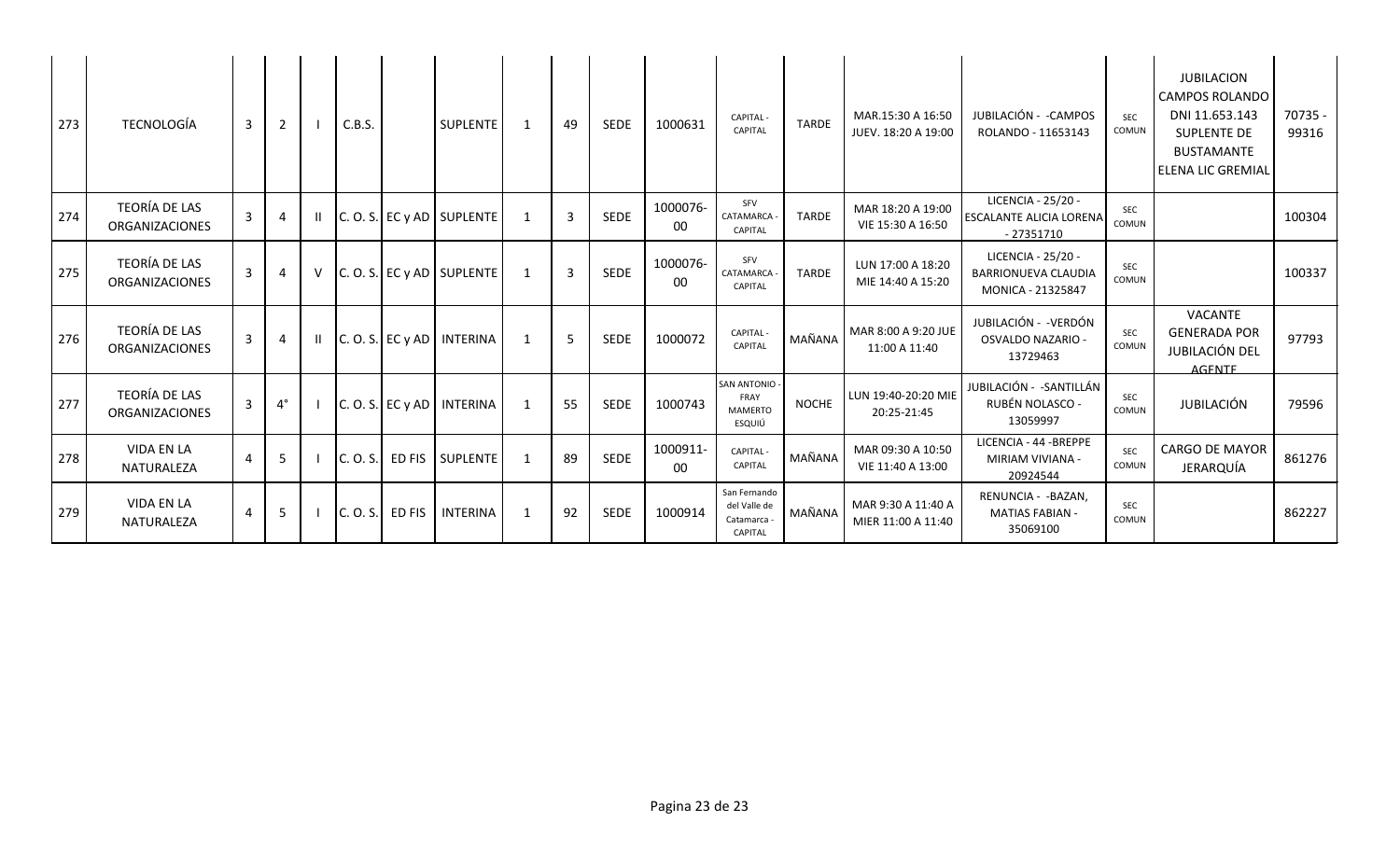| | | | | | | | | | | | | | | | | | | |
|---|---|---|---|---|---|---|---|---|---|---|---|---|---|---|---|---|---|---|
| 273 | TECNOLOGÍA | 3 | 2 | I | C.B.S. | | SUPLENTE | 1 | 49 | SEDE | 1000631 | CAPITAL - CAPITAL | TARDE | MAR.15:30 A 16:50 JUEV. 18:20 A 19:00 | JUBILACIÓN - -CAMPOS ROLANDO - 11653143 | SEC COMUN | JUBILACION CAMPOS ROLANDO DNI 11.653.143 SUPLENTE DE BUSTAMANTE ELENA LIC GREMIAL | 70735 - 99316 |
| 274 | TEORÍA DE LAS ORGANIZACIONES | 3 | 4 | II | C. O. S. | EC y AD | SUPLENTE | 1 | 3 | SEDE | 1000076-00 | SFV CATAMARCA - CAPITAL | TARDE | MAR 18:20 A 19:00 VIE 15:30 A 16:50 | LICENCIA - 25/20 - ESCALANTE ALICIA LORENA - 27351710 | SEC COMUN | | 100304 |
| 275 | TEORÍA DE LAS ORGANIZACIONES | 3 | 4 | V | C. O. S. | EC y AD | SUPLENTE | 1 | 3 | SEDE | 1000076-00 | SFV CATAMARCA - CAPITAL | TARDE | LUN 17:00 A 18:20 MIE 14:40 A 15:20 | LICENCIA - 25/20 - BARRIONUEVA CLAUDIA MONICA - 21325847 | SEC COMUN | | 100337 |
| 276 | TEORÍA DE LAS ORGANIZACIONES | 3 | 4 | II | C. O. S. | EC y AD | INTERINA | 1 | 5 | SEDE | 1000072 | CAPITAL - CAPITAL | MAÑANA | MAR 8:00 A 9:20 JUE 11:00 A 11:40 | JUBILACIÓN - -VERDÓN OSVALDO NAZARIO - 13729463 | SEC COMUN | VACANTE GENERADA POR JUBILACIÓN DEL AGENTE | 97793 |
| 277 | TEORÍA DE LAS ORGANIZACIONES | 3 | 4° | I | C. O. S. | EC y AD | INTERINA | 1 | 55 | SEDE | 1000743 | SAN ANTONIO - FRAY MAMERTO ESQUIÚ | NOCHE | LUN 19:40-20:20 MIE 20:25-21:45 | JUBILACIÓN - -SANTILLÁN RUBÉN NOLASCO - 13059997 | SEC COMUN | JUBILACIÓN | 79596 |
| 278 | VIDA EN LA NATURALEZA | 4 | 5 | I | C. O. S. | ED FIS | SUPLENTE | 1 | 89 | SEDE | 1000911-00 | CAPITAL - CAPITAL | MAÑANA | MAR 09:30 A 10:50 VIE 11:40 A 13:00 | LICENCIA - 44 -BREPPE MIRIAM VIVIANA - 20924544 | SEC COMUN | CARGO DE MAYOR JERARQUÍA | 861276 |
| 279 | VIDA EN LA NATURALEZA | 4 | 5 | I | C. O. S. | ED FIS | INTERINA | 1 | 92 | SEDE | 1000914 | San Fernando del Valle de Catamarca - CAPITAL | MAÑANA | MAR 9:30 A 11:40 A MIER 11:00 A 11:40 | RENUNCIA - -BAZAN, MATIAS FABIAN - 35069100 | SEC COMUN | | 862227 |